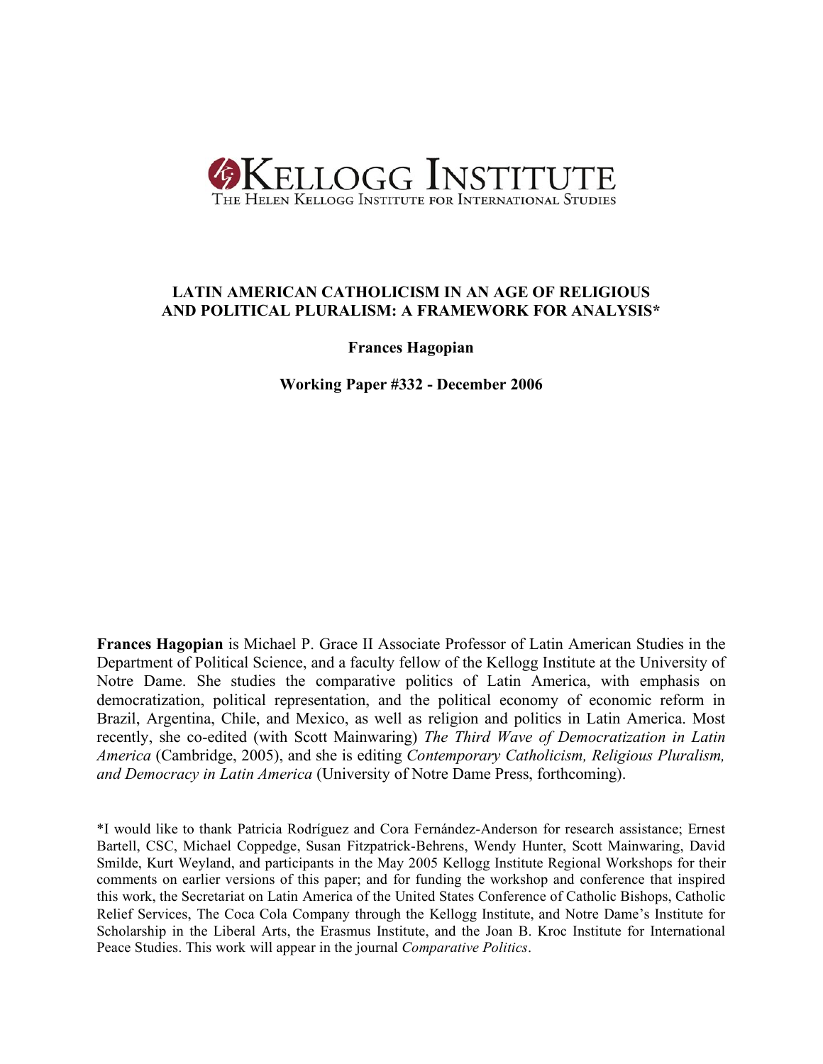KELLOGG INSTITUTE
THE HELEN KELLOGG INSTITUTE FOR INTERNATIONAL STUDIES

# LATIN AMERICAN CATHOLICISM IN AN AGE OF RELIGIOUS AND POLITICAL PLURALISM: A FRAMEWORK FOR ANALYSIS*

**Frances Hagopian**

**Working Paper #332 - December 2006**

**Frances Hagopian** is Michael P. Grace II Associate Professor of Latin American Studies in the Department of Political Science, and a faculty fellow of the Kellogg Institute at the University of Notre Dame. She studies the comparative politics of Latin America, with emphasis on democratization, political representation, and the political economy of economic reform in Brazil, Argentina, Chile, and Mexico, as well as religion and politics in Latin America. Most recently, she co-edited (with Scott Mainwaring) *The Third Wave of Democratization in Latin America* (Cambridge, 2005), and she is editing *Contemporary Catholicism, Religious Pluralism, and Democracy in Latin America* (University of Notre Dame Press, forthcoming).

*I would like to thank Patricia Rodríguez and Cora Fernández-Anderson for research assistance; Ernest Bartell, CSC, Michael Coppedge, Susan Fitzpatrick-Behrens, Wendy Hunter, Scott Mainwaring, David Smilde, Kurt Weyland, and participants in the May 2005 Kellogg Institute Regional Workshops for their comments on earlier versions of this paper; and for funding the workshop and conference that inspired this work, the Secretariat on Latin America of the United States Conference of Catholic Bishops, Catholic Relief Services, The Coca Cola Company through the Kellogg Institute, and Notre Dame's Institute for Scholarship in the Liberal Arts, the Erasmus Institute, and the Joan B. Kroc Institute for International Peace Studies. This work will appear in the journal *Comparative Politics*.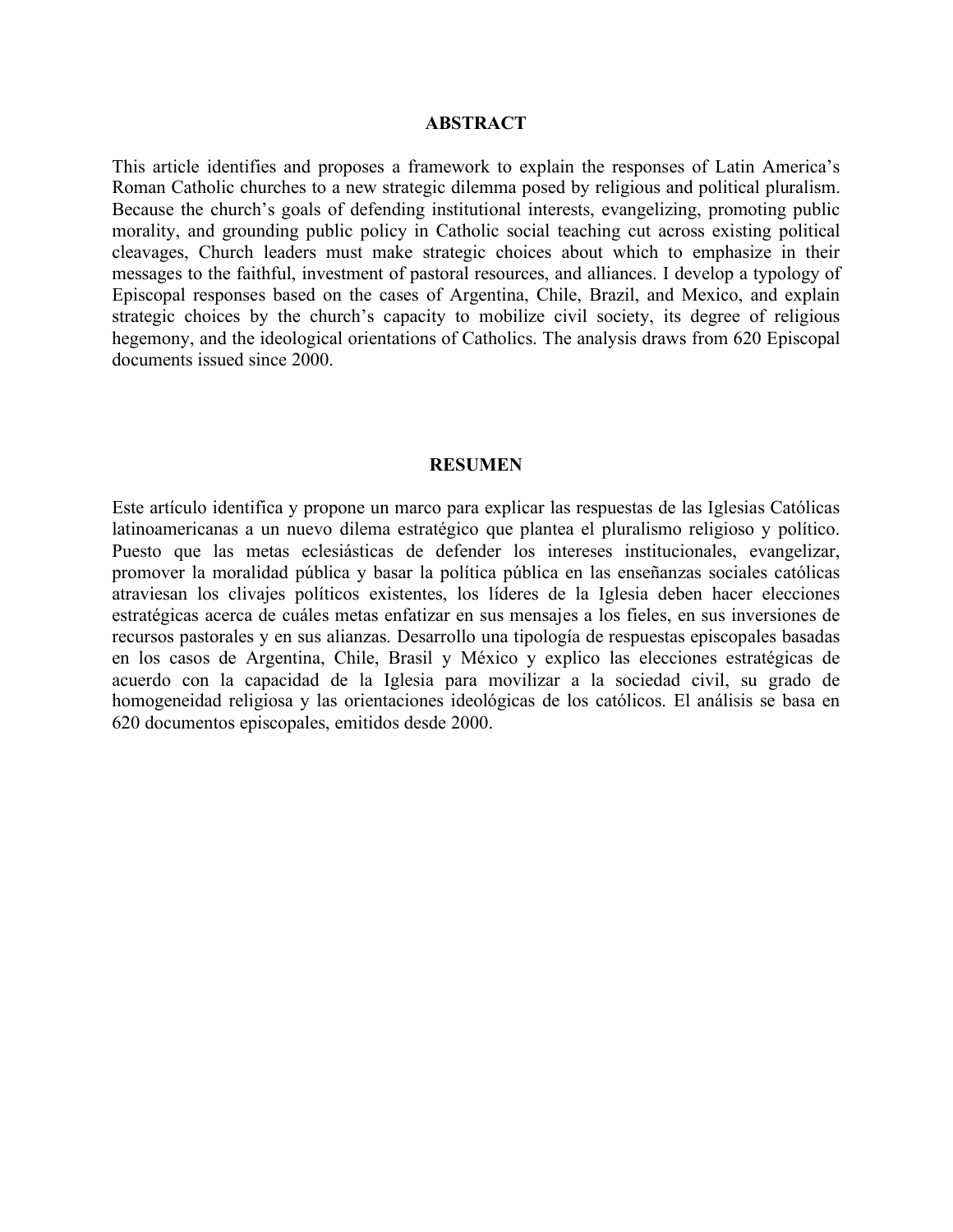## ABSTRACT

This article identifies and proposes a framework to explain the responses of Latin America's Roman Catholic churches to a new strategic dilemma posed by religious and political pluralism. Because the church's goals of defending institutional interests, evangelizing, promoting public morality, and grounding public policy in Catholic social teaching cut across existing political cleavages, Church leaders must make strategic choices about which to emphasize in their messages to the faithful, investment of pastoral resources, and alliances. I develop a typology of Episcopal responses based on the cases of Argentina, Chile, Brazil, and Mexico, and explain strategic choices by the church's capacity to mobilize civil society, its degree of religious hegemony, and the ideological orientations of Catholics. The analysis draws from 620 Episcopal documents issued since 2000.

## RESUMEN

Este artículo identifica y propone un marco para explicar las respuestas de las Iglesias Católicas latinoamericanas a un nuevo dilema estratégico que plantea el pluralismo religioso y político. Puesto que las metas eclesiásticas de defender los intereses institucionales, evangelizar, promover la moralidad pública y basar la política pública en las enseñanzas sociales católicas atraviesan los clivajes políticos existentes, los líderes de la Iglesia deben hacer elecciones estratégicas acerca de cuáles metas enfatizar en sus mensajes a los fieles, en sus inversiones de recursos pastorales y en sus alianzas. Desarrollo una tipología de respuestas episcopales basadas en los casos de Argentina, Chile, Brasil y México y explico las elecciones estratégicas de acuerdo con la capacidad de la Iglesia para movilizar a la sociedad civil, su grado de homogeneidad religiosa y las orientaciones ideológicas de los católicos. El análisis se basa en 620 documentos episcopales, emitidos desde 2000.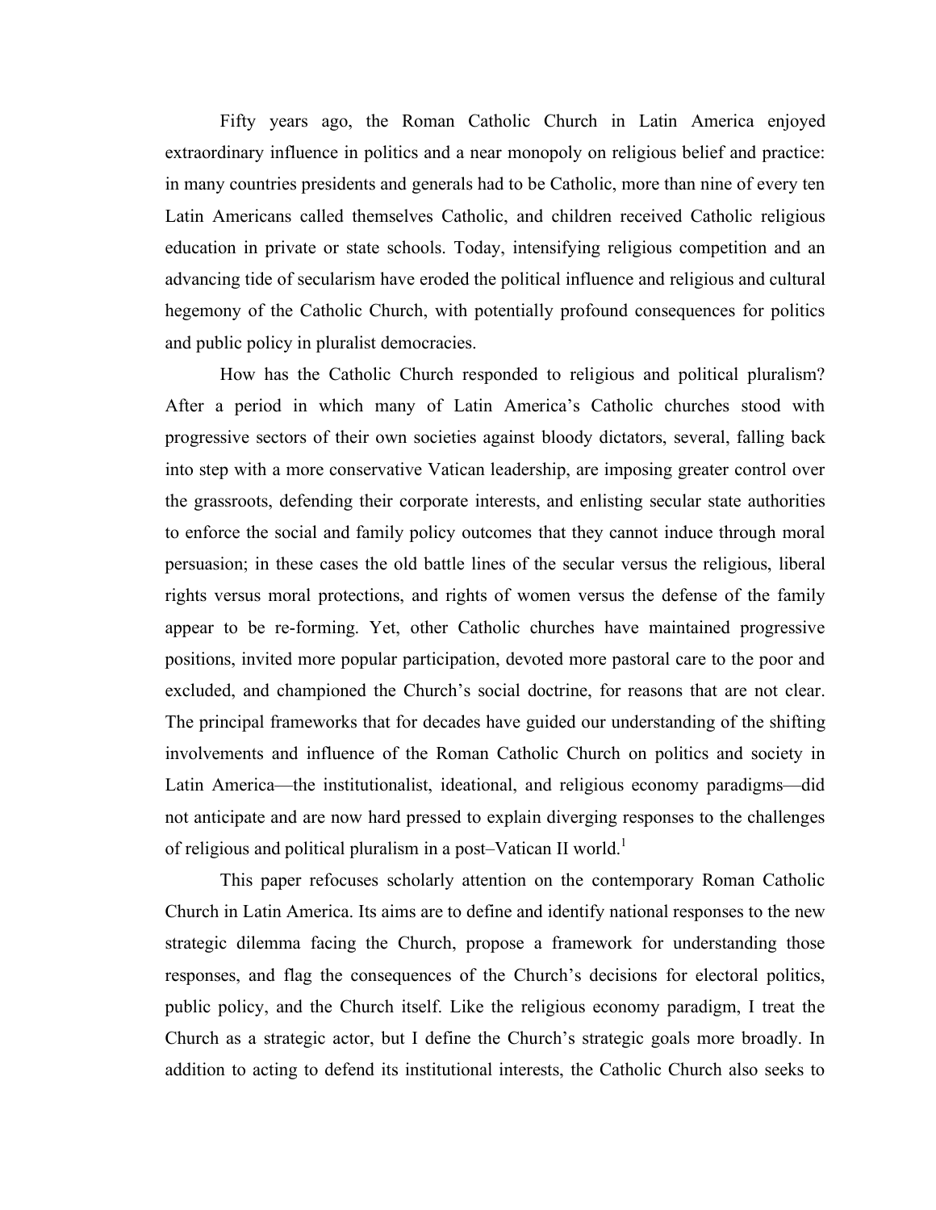Fifty years ago, the Roman Catholic Church in Latin America enjoyed extraordinary influence in politics and a near monopoly on religious belief and practice: in many countries presidents and generals had to be Catholic, more than nine of every ten Latin Americans called themselves Catholic, and children received Catholic religious education in private or state schools. Today, intensifying religious competition and an advancing tide of secularism have eroded the political influence and religious and cultural hegemony of the Catholic Church, with potentially profound consequences for politics and public policy in pluralist democracies.

How has the Catholic Church responded to religious and political pluralism? After a period in which many of Latin America's Catholic churches stood with progressive sectors of their own societies against bloody dictators, several, falling back into step with a more conservative Vatican leadership, are imposing greater control over the grassroots, defending their corporate interests, and enlisting secular state authorities to enforce the social and family policy outcomes that they cannot induce through moral persuasion; in these cases the old battle lines of the secular versus the religious, liberal rights versus moral protections, and rights of women versus the defense of the family appear to be re-forming. Yet, other Catholic churches have maintained progressive positions, invited more popular participation, devoted more pastoral care to the poor and excluded, and championed the Church's social doctrine, for reasons that are not clear. The principal frameworks that for decades have guided our understanding of the shifting involvements and influence of the Roman Catholic Church on politics and society in Latin America—the institutionalist, ideational, and religious economy paradigms—did not anticipate and are now hard pressed to explain diverging responses to the challenges of religious and political pluralism in a post–Vatican II world.[1]

This paper refocuses scholarly attention on the contemporary Roman Catholic Church in Latin America. Its aims are to define and identify national responses to the new strategic dilemma facing the Church, propose a framework for understanding those responses, and flag the consequences of the Church's decisions for electoral politics, public policy, and the Church itself. Like the religious economy paradigm, I treat the Church as a strategic actor, but I define the Church's strategic goals more broadly. In addition to acting to defend its institutional interests, the Catholic Church also seeks to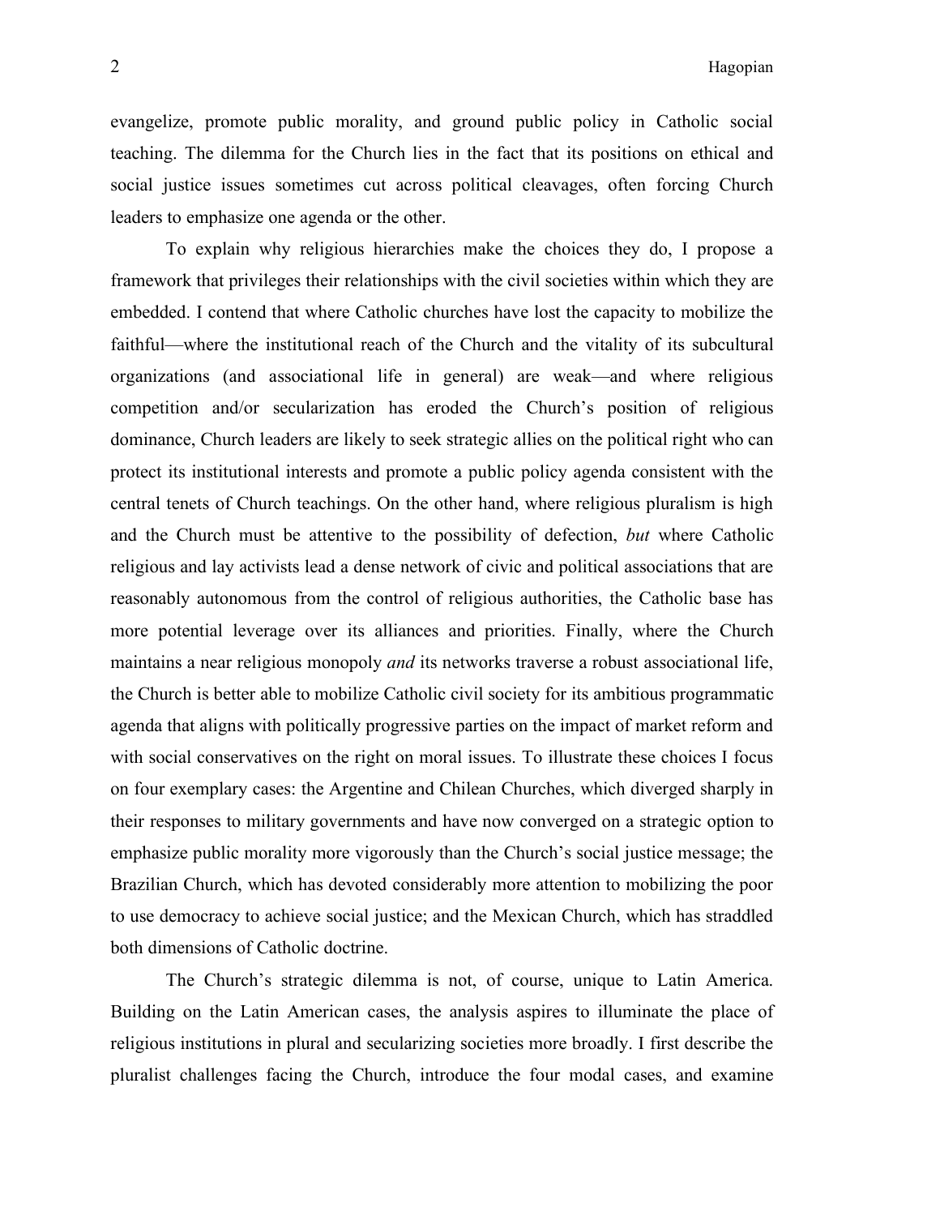evangelize, promote public morality, and ground public policy in Catholic social teaching. The dilemma for the Church lies in the fact that its positions on ethical and social justice issues sometimes cut across political cleavages, often forcing Church leaders to emphasize one agenda or the other.

To explain why religious hierarchies make the choices they do, I propose a framework that privileges their relationships with the civil societies within which they are embedded. I contend that where Catholic churches have lost the capacity to mobilize the faithful—where the institutional reach of the Church and the vitality of its subcultural organizations (and associational life in general) are weak—and where religious competition and/or secularization has eroded the Church's position of religious dominance, Church leaders are likely to seek strategic allies on the political right who can protect its institutional interests and promote a public policy agenda consistent with the central tenets of Church teachings. On the other hand, where religious pluralism is high and the Church must be attentive to the possibility of defection, *but* where Catholic religious and lay activists lead a dense network of civic and political associations that are reasonably autonomous from the control of religious authorities, the Catholic base has more potential leverage over its alliances and priorities. Finally, where the Church maintains a near religious monopoly *and* its networks traverse a robust associational life, the Church is better able to mobilize Catholic civil society for its ambitious programmatic agenda that aligns with politically progressive parties on the impact of market reform and with social conservatives on the right on moral issues. To illustrate these choices I focus on four exemplary cases: the Argentine and Chilean Churches, which diverged sharply in their responses to military governments and have now converged on a strategic option to emphasize public morality more vigorously than the Church's social justice message; the Brazilian Church, which has devoted considerably more attention to mobilizing the poor to use democracy to achieve social justice; and the Mexican Church, which has straddled both dimensions of Catholic doctrine.

The Church's strategic dilemma is not, of course, unique to Latin America. Building on the Latin American cases, the analysis aspires to illuminate the place of religious institutions in plural and secularizing societies more broadly. I first describe the pluralist challenges facing the Church, introduce the four modal cases, and examine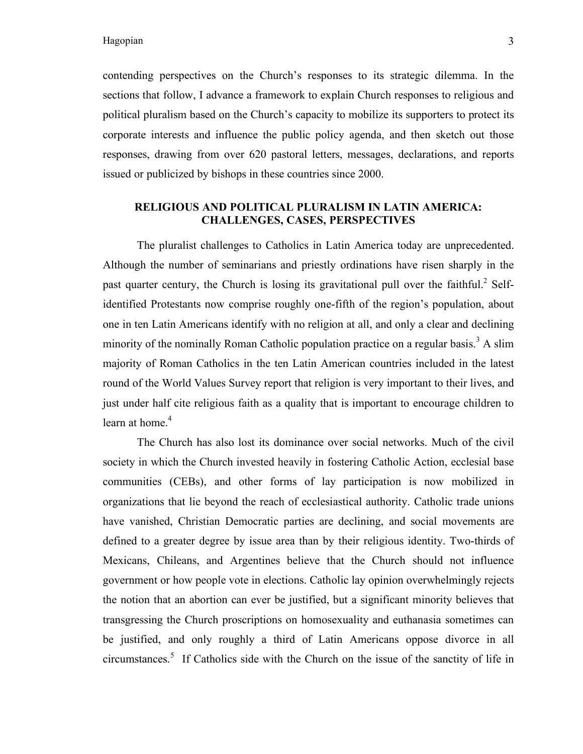contending perspectives on the Church's responses to its strategic dilemma. In the sections that follow, I advance a framework to explain Church responses to religious and political pluralism based on the Church's capacity to mobilize its supporters to protect its corporate interests and influence the public policy agenda, and then sketch out those responses, drawing from over 620 pastoral letters, messages, declarations, and reports issued or publicized by bishops in these countries since 2000.

## RELIGIOUS AND POLITICAL PLURALISM IN LATIN AMERICA: CHALLENGES, CASES, PERSPECTIVES

The pluralist challenges to Catholics in Latin America today are unprecedented. Although the number of seminarians and priestly ordinations have risen sharply in the past quarter century, the Church is losing its gravitational pull over the faithful.[2] Self-identified Protestants now comprise roughly one-fifth of the region's population, about one in ten Latin Americans identify with no religion at all, and only a clear and declining minority of the nominally Roman Catholic population practice on a regular basis.[3] A slim majority of Roman Catholics in the ten Latin American countries included in the latest round of the World Values Survey report that religion is very important to their lives, and just under half cite religious faith as a quality that is important to encourage children to learn at home.[4]

The Church has also lost its dominance over social networks. Much of the civil society in which the Church invested heavily in fostering Catholic Action, ecclesial base communities (CEBs), and other forms of lay participation is now mobilized in organizations that lie beyond the reach of ecclesiastical authority. Catholic trade unions have vanished, Christian Democratic parties are declining, and social movements are defined to a greater degree by issue area than by their religious identity. Two-thirds of Mexicans, Chileans, and Argentines believe that the Church should not influence government or how people vote in elections. Catholic lay opinion overwhelmingly rejects the notion that an abortion can ever be justified, but a significant minority believes that transgressing the Church proscriptions on homosexuality and euthanasia sometimes can be justified, and only roughly a third of Latin Americans oppose divorce in all circumstances.[5] If Catholics side with the Church on the issue of the sanctity of life in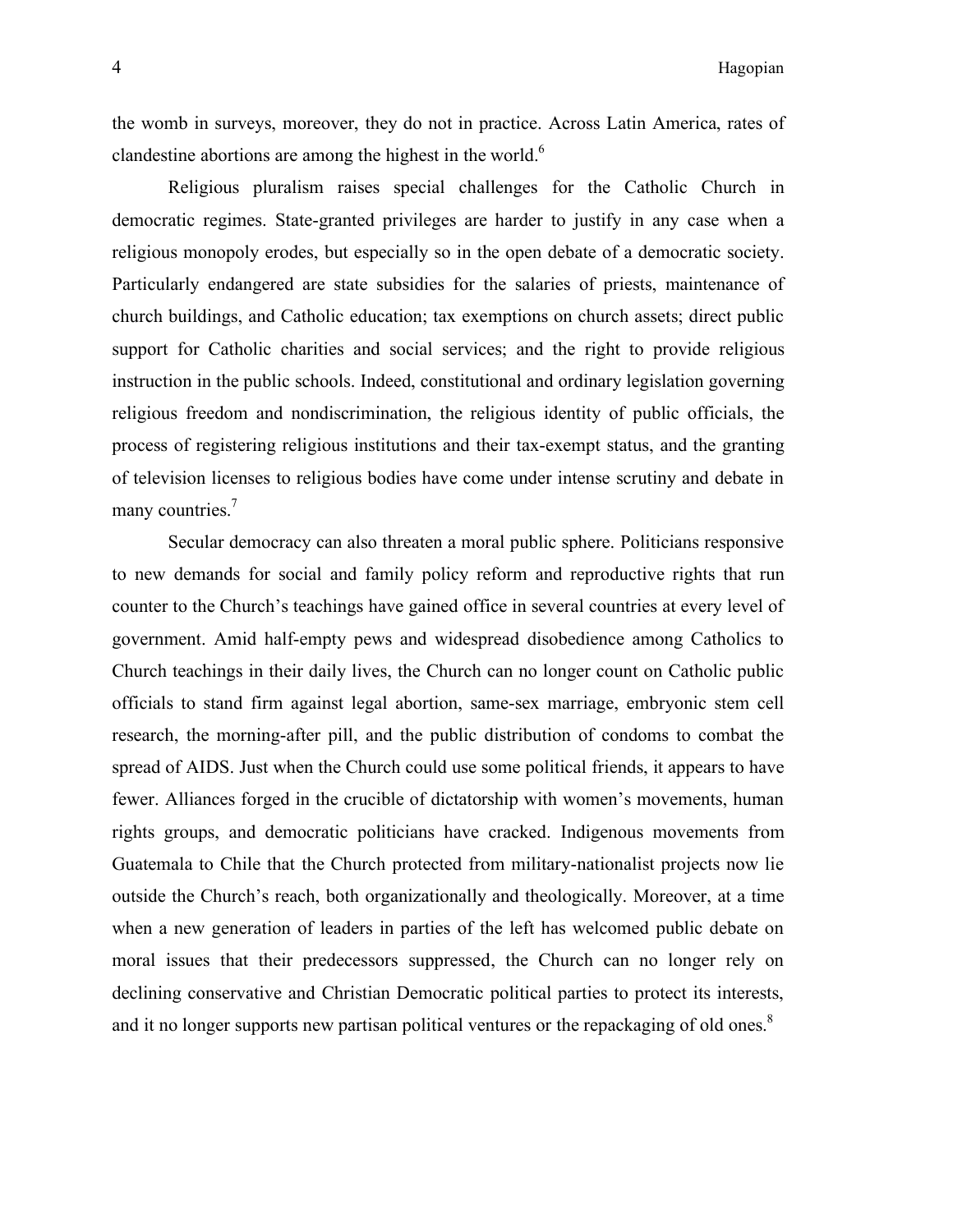the womb in surveys, moreover, they do not in practice. Across Latin America, rates of clandestine abortions are among the highest in the world.[6]

Religious pluralism raises special challenges for the Catholic Church in democratic regimes. State-granted privileges are harder to justify in any case when a religious monopoly erodes, but especially so in the open debate of a democratic society. Particularly endangered are state subsidies for the salaries of priests, maintenance of church buildings, and Catholic education; tax exemptions on church assets; direct public support for Catholic charities and social services; and the right to provide religious instruction in the public schools. Indeed, constitutional and ordinary legislation governing religious freedom and nondiscrimination, the religious identity of public officials, the process of registering religious institutions and their tax-exempt status, and the granting of television licenses to religious bodies have come under intense scrutiny and debate in many countries.[7]

Secular democracy can also threaten a moral public sphere. Politicians responsive to new demands for social and family policy reform and reproductive rights that run counter to the Church's teachings have gained office in several countries at every level of government. Amid half-empty pews and widespread disobedience among Catholics to Church teachings in their daily lives, the Church can no longer count on Catholic public officials to stand firm against legal abortion, same-sex marriage, embryonic stem cell research, the morning-after pill, and the public distribution of condoms to combat the spread of AIDS. Just when the Church could use some political friends, it appears to have fewer. Alliances forged in the crucible of dictatorship with women's movements, human rights groups, and democratic politicians have cracked. Indigenous movements from Guatemala to Chile that the Church protected from military-nationalist projects now lie outside the Church's reach, both organizationally and theologically. Moreover, at a time when a new generation of leaders in parties of the left has welcomed public debate on moral issues that their predecessors suppressed, the Church can no longer rely on declining conservative and Christian Democratic political parties to protect its interests, and it no longer supports new partisan political ventures or the repackaging of old ones.[8]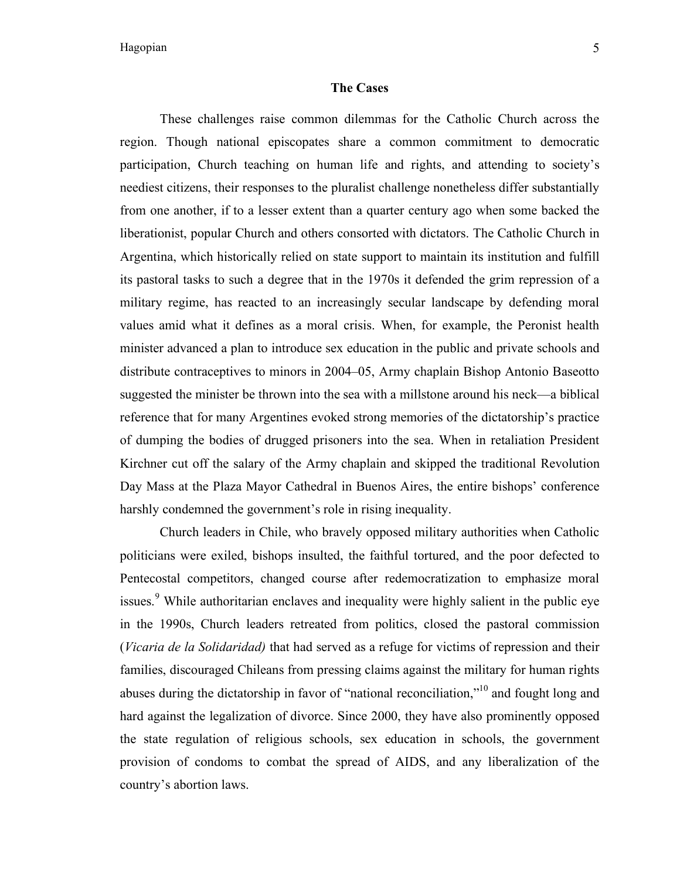## The Cases

These challenges raise common dilemmas for the Catholic Church across the region. Though national episcopates share a common commitment to democratic participation, Church teaching on human life and rights, and attending to society's neediest citizens, their responses to the pluralist challenge nonetheless differ substantially from one another, if to a lesser extent than a quarter century ago when some backed the liberationist, popular Church and others consorted with dictators. The Catholic Church in Argentina, which historically relied on state support to maintain its institution and fulfill its pastoral tasks to such a degree that in the 1970s it defended the grim repression of a military regime, has reacted to an increasingly secular landscape by defending moral values amid what it defines as a moral crisis. When, for example, the Peronist health minister advanced a plan to introduce sex education in the public and private schools and distribute contraceptives to minors in 2004–05, Army chaplain Bishop Antonio Baseotto suggested the minister be thrown into the sea with a millstone around his neck—a biblical reference that for many Argentines evoked strong memories of the dictatorship's practice of dumping the bodies of drugged prisoners into the sea. When in retaliation President Kirchner cut off the salary of the Army chaplain and skipped the traditional Revolution Day Mass at the Plaza Mayor Cathedral in Buenos Aires, the entire bishops' conference harshly condemned the government's role in rising inequality.

Church leaders in Chile, who bravely opposed military authorities when Catholic politicians were exiled, bishops insulted, the faithful tortured, and the poor defected to Pentecostal competitors, changed course after redemocratization to emphasize moral issues.[9] While authoritarian enclaves and inequality were highly salient in the public eye in the 1990s, Church leaders retreated from politics, closed the pastoral commission (*Vicaria de la Solidaridad)* that had served as a refuge for victims of repression and their families, discouraged Chileans from pressing claims against the military for human rights abuses during the dictatorship in favor of "national reconciliation,"[10] and fought long and hard against the legalization of divorce. Since 2000, they have also prominently opposed the state regulation of religious schools, sex education in schools, the government provision of condoms to combat the spread of AIDS, and any liberalization of the country's abortion laws.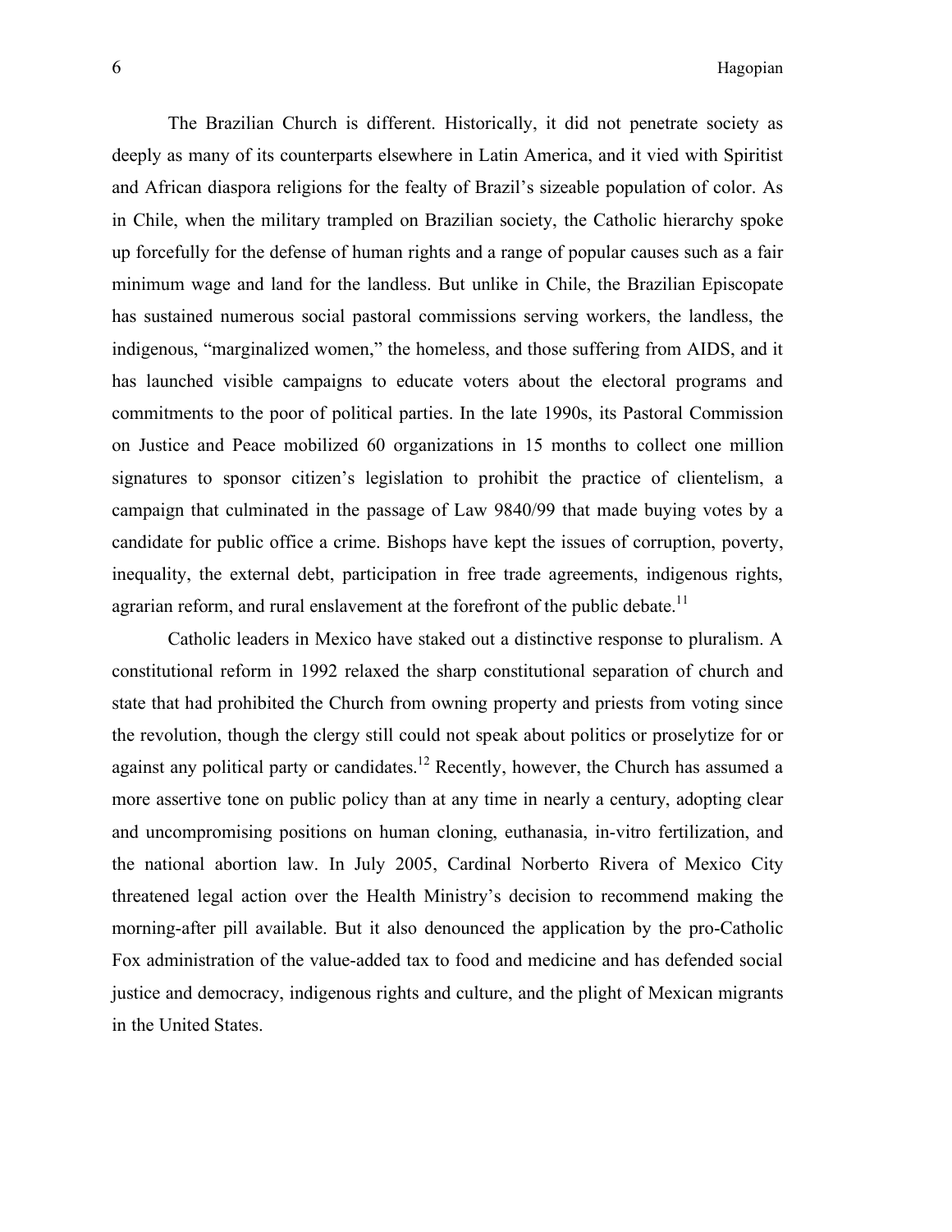The Brazilian Church is different. Historically, it did not penetrate society as deeply as many of its counterparts elsewhere in Latin America, and it vied with Spiritist and African diaspora religions for the fealty of Brazil's sizeable population of color. As in Chile, when the military trampled on Brazilian society, the Catholic hierarchy spoke up forcefully for the defense of human rights and a range of popular causes such as a fair minimum wage and land for the landless. But unlike in Chile, the Brazilian Episcopate has sustained numerous social pastoral commissions serving workers, the landless, the indigenous, "marginalized women," the homeless, and those suffering from AIDS, and it has launched visible campaigns to educate voters about the electoral programs and commitments to the poor of political parties. In the late 1990s, its Pastoral Commission on Justice and Peace mobilized 60 organizations in 15 months to collect one million signatures to sponsor citizen's legislation to prohibit the practice of clientelism, a campaign that culminated in the passage of Law 9840/99 that made buying votes by a candidate for public office a crime. Bishops have kept the issues of corruption, poverty, inequality, the external debt, participation in free trade agreements, indigenous rights, agrarian reform, and rural enslavement at the forefront of the public debate.[11]

Catholic leaders in Mexico have staked out a distinctive response to pluralism. A constitutional reform in 1992 relaxed the sharp constitutional separation of church and state that had prohibited the Church from owning property and priests from voting since the revolution, though the clergy still could not speak about politics or proselytize for or against any political party or candidates.[12] Recently, however, the Church has assumed a more assertive tone on public policy than at any time in nearly a century, adopting clear and uncompromising positions on human cloning, euthanasia, in-vitro fertilization, and the national abortion law. In July 2005, Cardinal Norberto Rivera of Mexico City threatened legal action over the Health Ministry's decision to recommend making the morning-after pill available. But it also denounced the application by the pro-Catholic Fox administration of the value-added tax to food and medicine and has defended social justice and democracy, indigenous rights and culture, and the plight of Mexican migrants in the United States.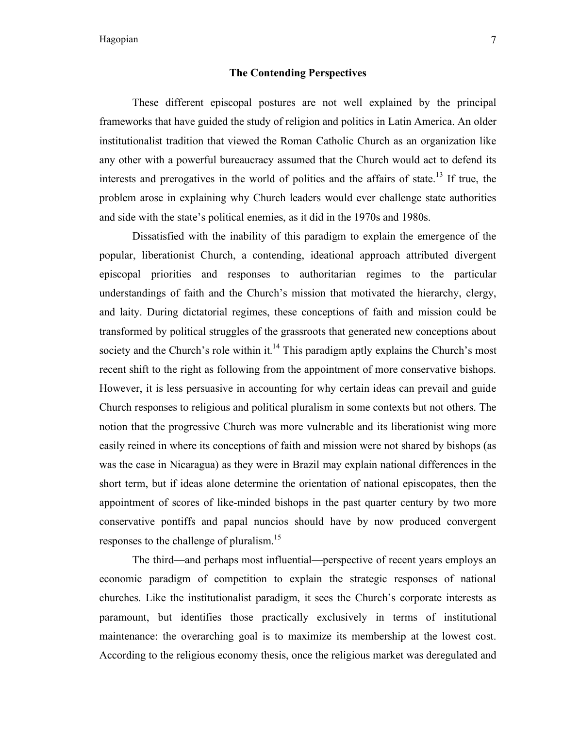## The Contending Perspectives

These different episcopal postures are not well explained by the principal frameworks that have guided the study of religion and politics in Latin America. An older institutionalist tradition that viewed the Roman Catholic Church as an organization like any other with a powerful bureaucracy assumed that the Church would act to defend its interests and prerogatives in the world of politics and the affairs of state.[13] If true, the problem arose in explaining why Church leaders would ever challenge state authorities and side with the state's political enemies, as it did in the 1970s and 1980s.

Dissatisfied with the inability of this paradigm to explain the emergence of the popular, liberationist Church, a contending, ideational approach attributed divergent episcopal priorities and responses to authoritarian regimes to the particular understandings of faith and the Church's mission that motivated the hierarchy, clergy, and laity. During dictatorial regimes, these conceptions of faith and mission could be transformed by political struggles of the grassroots that generated new conceptions about society and the Church's role within it.[14] This paradigm aptly explains the Church's most recent shift to the right as following from the appointment of more conservative bishops. However, it is less persuasive in accounting for why certain ideas can prevail and guide Church responses to religious and political pluralism in some contexts but not others. The notion that the progressive Church was more vulnerable and its liberationist wing more easily reined in where its conceptions of faith and mission were not shared by bishops (as was the case in Nicaragua) as they were in Brazil may explain national differences in the short term, but if ideas alone determine the orientation of national episcopates, then the appointment of scores of like-minded bishops in the past quarter century by two more conservative pontiffs and papal nuncios should have by now produced convergent responses to the challenge of pluralism.[15]

The third—and perhaps most influential—perspective of recent years employs an economic paradigm of competition to explain the strategic responses of national churches. Like the institutionalist paradigm, it sees the Church's corporate interests as paramount, but identifies those practically exclusively in terms of institutional maintenance: the overarching goal is to maximize its membership at the lowest cost. According to the religious economy thesis, once the religious market was deregulated and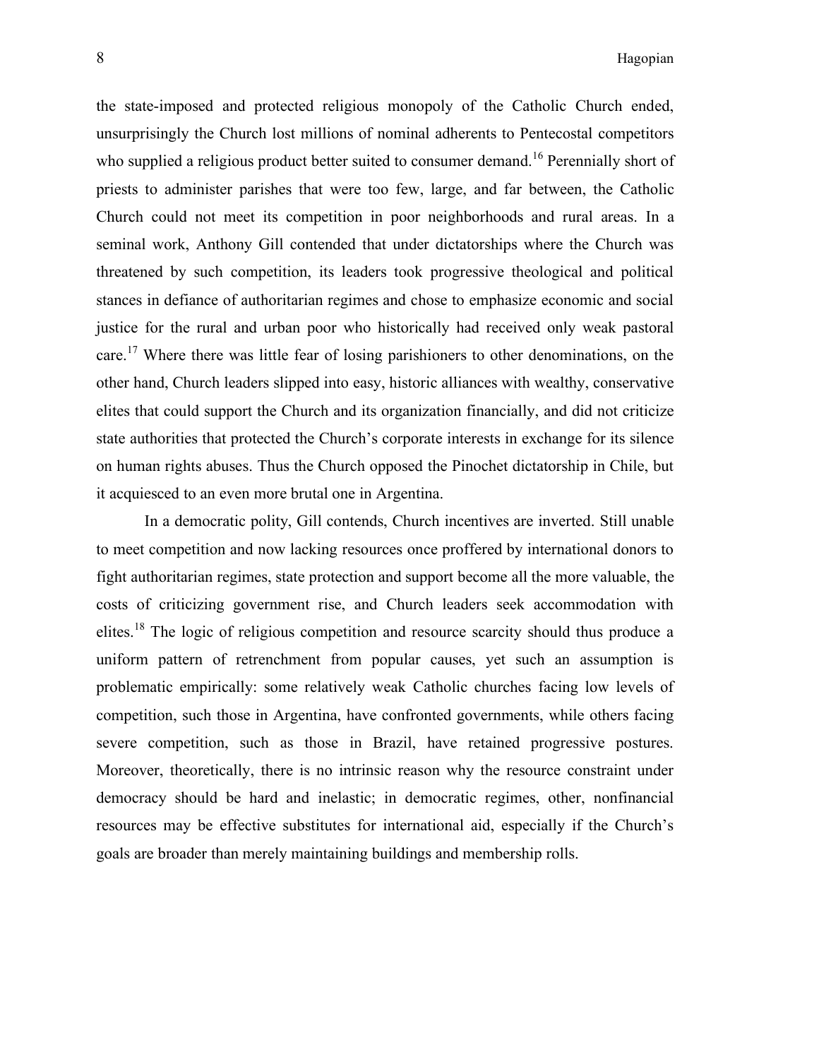the state-imposed and protected religious monopoly of the Catholic Church ended, unsurprisingly the Church lost millions of nominal adherents to Pentecostal competitors who supplied a religious product better suited to consumer demand.[16] Perennially short of priests to administer parishes that were too few, large, and far between, the Catholic Church could not meet its competition in poor neighborhoods and rural areas. In a seminal work, Anthony Gill contended that under dictatorships where the Church was threatened by such competition, its leaders took progressive theological and political stances in defiance of authoritarian regimes and chose to emphasize economic and social justice for the rural and urban poor who historically had received only weak pastoral care.[17] Where there was little fear of losing parishioners to other denominations, on the other hand, Church leaders slipped into easy, historic alliances with wealthy, conservative elites that could support the Church and its organization financially, and did not criticize state authorities that protected the Church's corporate interests in exchange for its silence on human rights abuses. Thus the Church opposed the Pinochet dictatorship in Chile, but it acquiesced to an even more brutal one in Argentina.

In a democratic polity, Gill contends, Church incentives are inverted. Still unable to meet competition and now lacking resources once proffered by international donors to fight authoritarian regimes, state protection and support become all the more valuable, the costs of criticizing government rise, and Church leaders seek accommodation with elites.[18] The logic of religious competition and resource scarcity should thus produce a uniform pattern of retrenchment from popular causes, yet such an assumption is problematic empirically: some relatively weak Catholic churches facing low levels of competition, such those in Argentina, have confronted governments, while others facing severe competition, such as those in Brazil, have retained progressive postures. Moreover, theoretically, there is no intrinsic reason why the resource constraint under democracy should be hard and inelastic; in democratic regimes, other, nonfinancial resources may be effective substitutes for international aid, especially if the Church's goals are broader than merely maintaining buildings and membership rolls.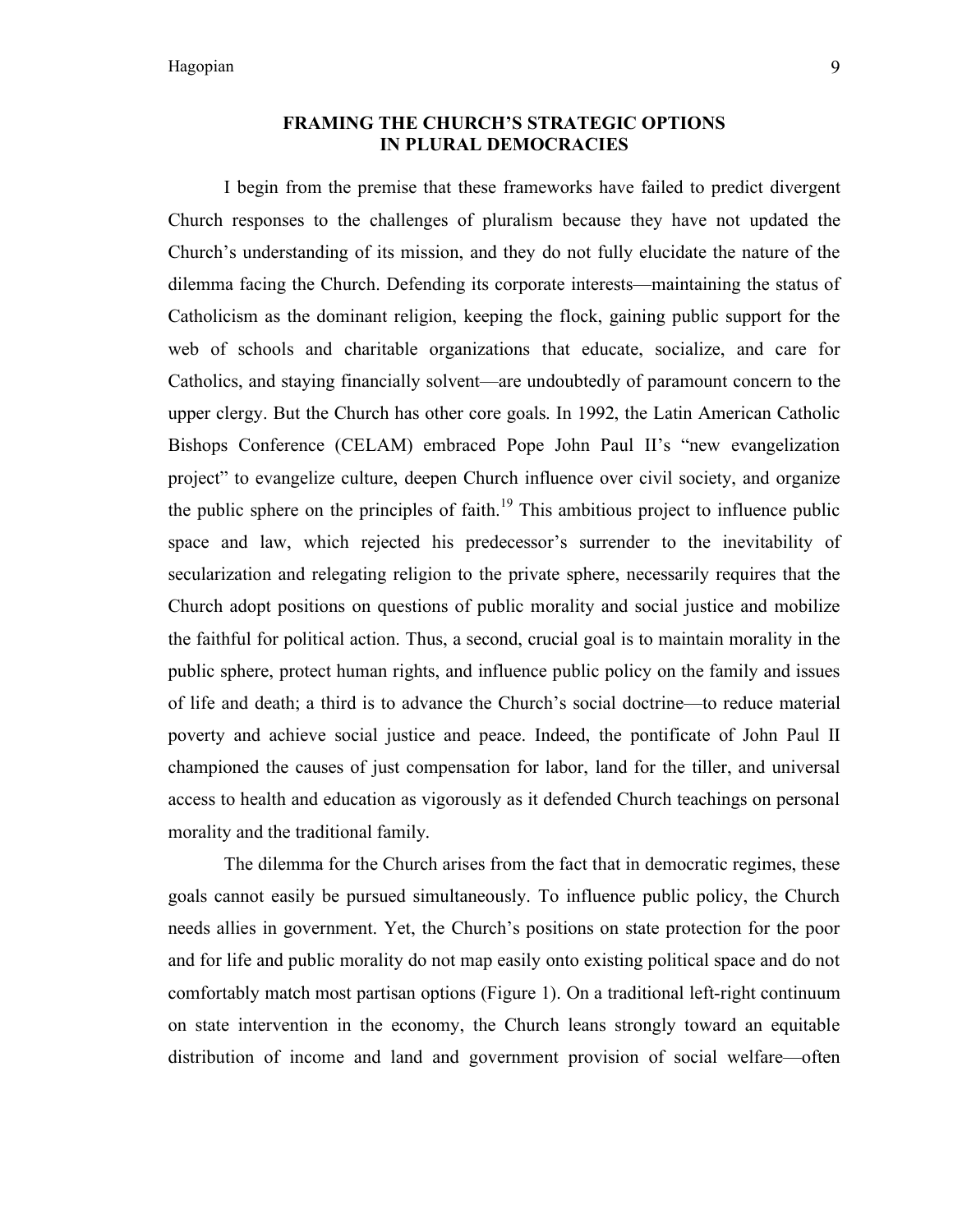## FRAMING THE CHURCH'S STRATEGIC OPTIONS IN PLURAL DEMOCRACIES

I begin from the premise that these frameworks have failed to predict divergent Church responses to the challenges of pluralism because they have not updated the Church's understanding of its mission, and they do not fully elucidate the nature of the dilemma facing the Church. Defending its corporate interests—maintaining the status of Catholicism as the dominant religion, keeping the flock, gaining public support for the web of schools and charitable organizations that educate, socialize, and care for Catholics, and staying financially solvent—are undoubtedly of paramount concern to the upper clergy. But the Church has other core goals. In 1992, the Latin American Catholic Bishops Conference (CELAM) embraced Pope John Paul II's "new evangelization project" to evangelize culture, deepen Church influence over civil society, and organize the public sphere on the principles of faith.[19] This ambitious project to influence public space and law, which rejected his predecessor's surrender to the inevitability of secularization and relegating religion to the private sphere, necessarily requires that the Church adopt positions on questions of public morality and social justice and mobilize the faithful for political action. Thus, a second, crucial goal is to maintain morality in the public sphere, protect human rights, and influence public policy on the family and issues of life and death; a third is to advance the Church's social doctrine—to reduce material poverty and achieve social justice and peace. Indeed, the pontificate of John Paul II championed the causes of just compensation for labor, land for the tiller, and universal access to health and education as vigorously as it defended Church teachings on personal morality and the traditional family.

The dilemma for the Church arises from the fact that in democratic regimes, these goals cannot easily be pursued simultaneously. To influence public policy, the Church needs allies in government. Yet, the Church's positions on state protection for the poor and for life and public morality do not map easily onto existing political space and do not comfortably match most partisan options (Figure 1). On a traditional left-right continuum on state intervention in the economy, the Church leans strongly toward an equitable distribution of income and land and government provision of social welfare—often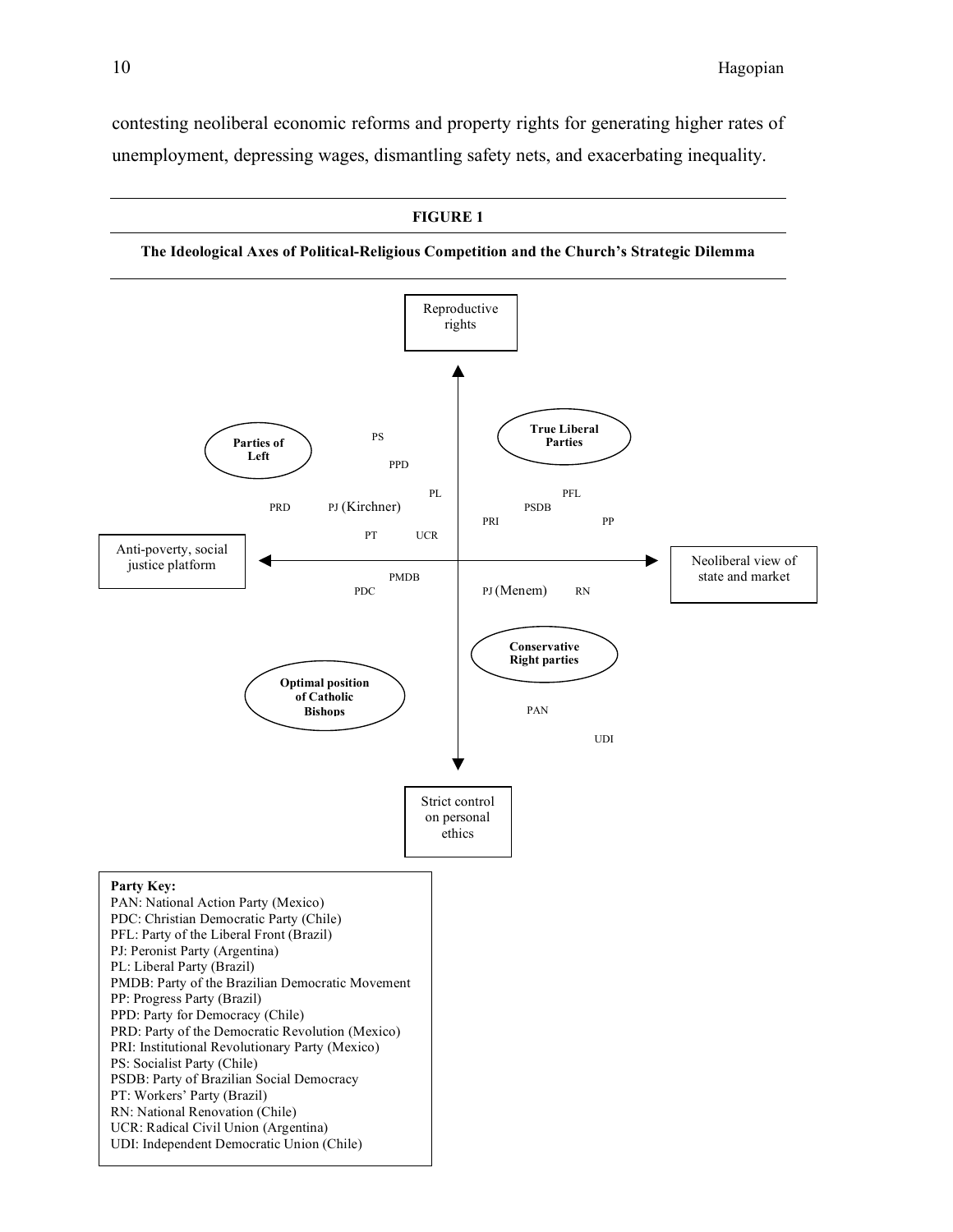contesting neoliberal economic reforms and property rights for generating higher rates of unemployment, depressing wages, dismantling safety nets, and exacerbating inequality.

**FIGURE 1**

**The Ideological Axes of Political-Religious Competition and the Church's Strategic Dilemma**

Reproductive rights

**Parties of Left**

PS

PPD

PL

PRD PJ (Kirchner)

PT UCR

**True Liberal Parties**

PFL

PSDB

PRI PP

Anti-poverty, social justice platform

Neoliberal view of state and market

PMDB

PDC

PJ (Menem) RN

**Conservative Right parties**

**Optimal position of Catholic Bishops**

PAN

UDI

Strict control on personal ethics

**Party Key:**
PAN: National Action Party (Mexico)
PDC: Christian Democratic Party (Chile)
PFL: Party of the Liberal Front (Brazil)
PJ: Peronist Party (Argentina)
PL: Liberal Party (Brazil)
PMDB: Party of the Brazilian Democratic Movement
PP: Progress Party (Brazil)
PPD: Party for Democracy (Chile)
PRD: Party of the Democratic Revolution (Mexico)
PRI: Institutional Revolutionary Party (Mexico)
PS: Socialist Party (Chile)
PSDB: Party of Brazilian Social Democracy
PT: Workers' Party (Brazil)
RN: National Renovation (Chile)
UCR: Radical Civil Union (Argentina)
UDI: Independent Democratic Union (Chile)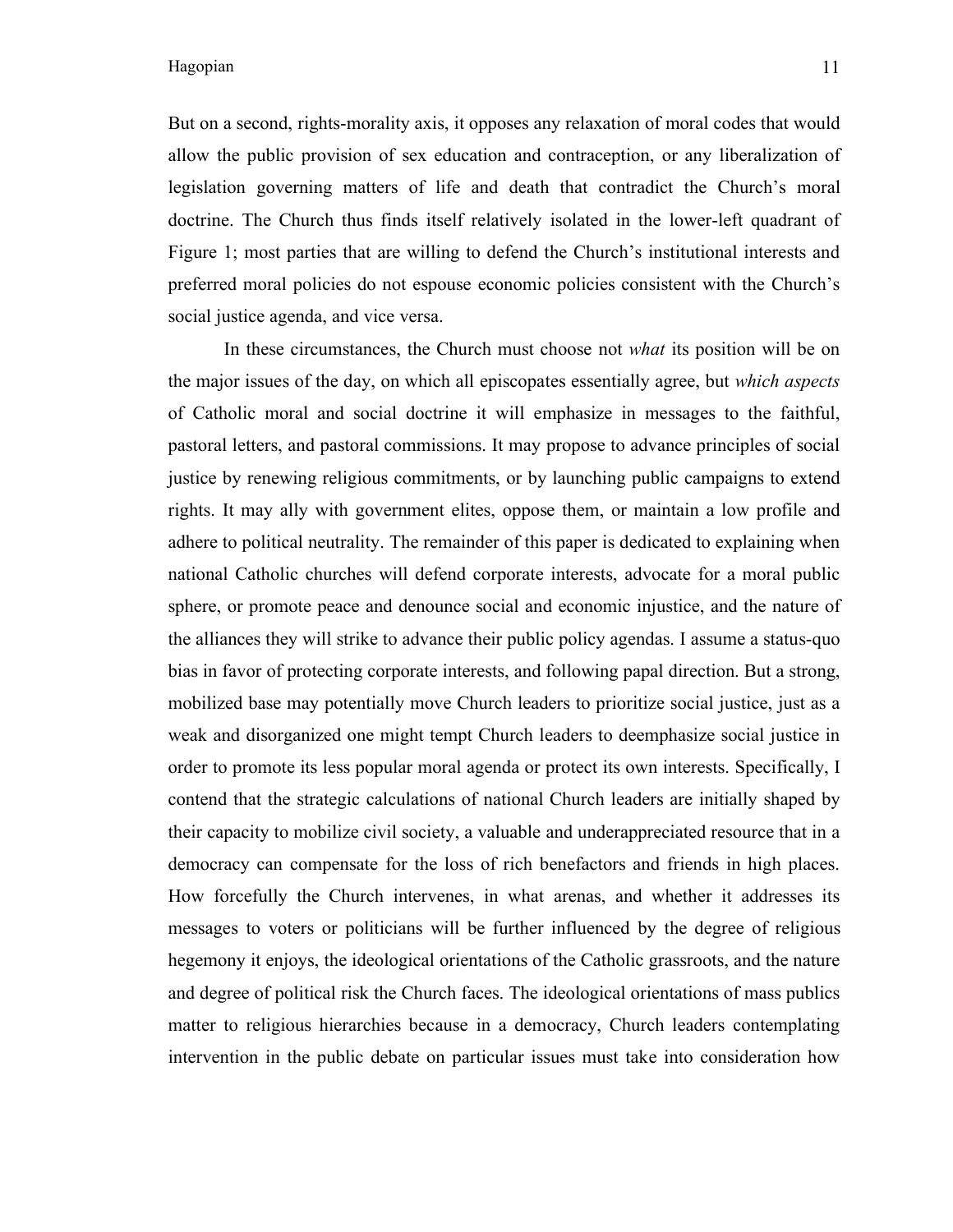But on a second, rights-morality axis, it opposes any relaxation of moral codes that would allow the public provision of sex education and contraception, or any liberalization of legislation governing matters of life and death that contradict the Church's moral doctrine. The Church thus finds itself relatively isolated in the lower-left quadrant of Figure 1; most parties that are willing to defend the Church's institutional interests and preferred moral policies do not espouse economic policies consistent with the Church's social justice agenda, and vice versa.

In these circumstances, the Church must choose not *what* its position will be on the major issues of the day, on which all episcopates essentially agree, but *which aspects* of Catholic moral and social doctrine it will emphasize in messages to the faithful, pastoral letters, and pastoral commissions. It may propose to advance principles of social justice by renewing religious commitments, or by launching public campaigns to extend rights. It may ally with government elites, oppose them, or maintain a low profile and adhere to political neutrality. The remainder of this paper is dedicated to explaining when national Catholic churches will defend corporate interests, advocate for a moral public sphere, or promote peace and denounce social and economic injustice, and the nature of the alliances they will strike to advance their public policy agendas. I assume a status-quo bias in favor of protecting corporate interests, and following papal direction. But a strong, mobilized base may potentially move Church leaders to prioritize social justice, just as a weak and disorganized one might tempt Church leaders to deemphasize social justice in order to promote its less popular moral agenda or protect its own interests. Specifically, I contend that the strategic calculations of national Church leaders are initially shaped by their capacity to mobilize civil society, a valuable and underappreciated resource that in a democracy can compensate for the loss of rich benefactors and friends in high places. How forcefully the Church intervenes, in what arenas, and whether it addresses its messages to voters or politicians will be further influenced by the degree of religious hegemony it enjoys, the ideological orientations of the Catholic grassroots, and the nature and degree of political risk the Church faces. The ideological orientations of mass publics matter to religious hierarchies because in a democracy, Church leaders contemplating intervention in the public debate on particular issues must take into consideration how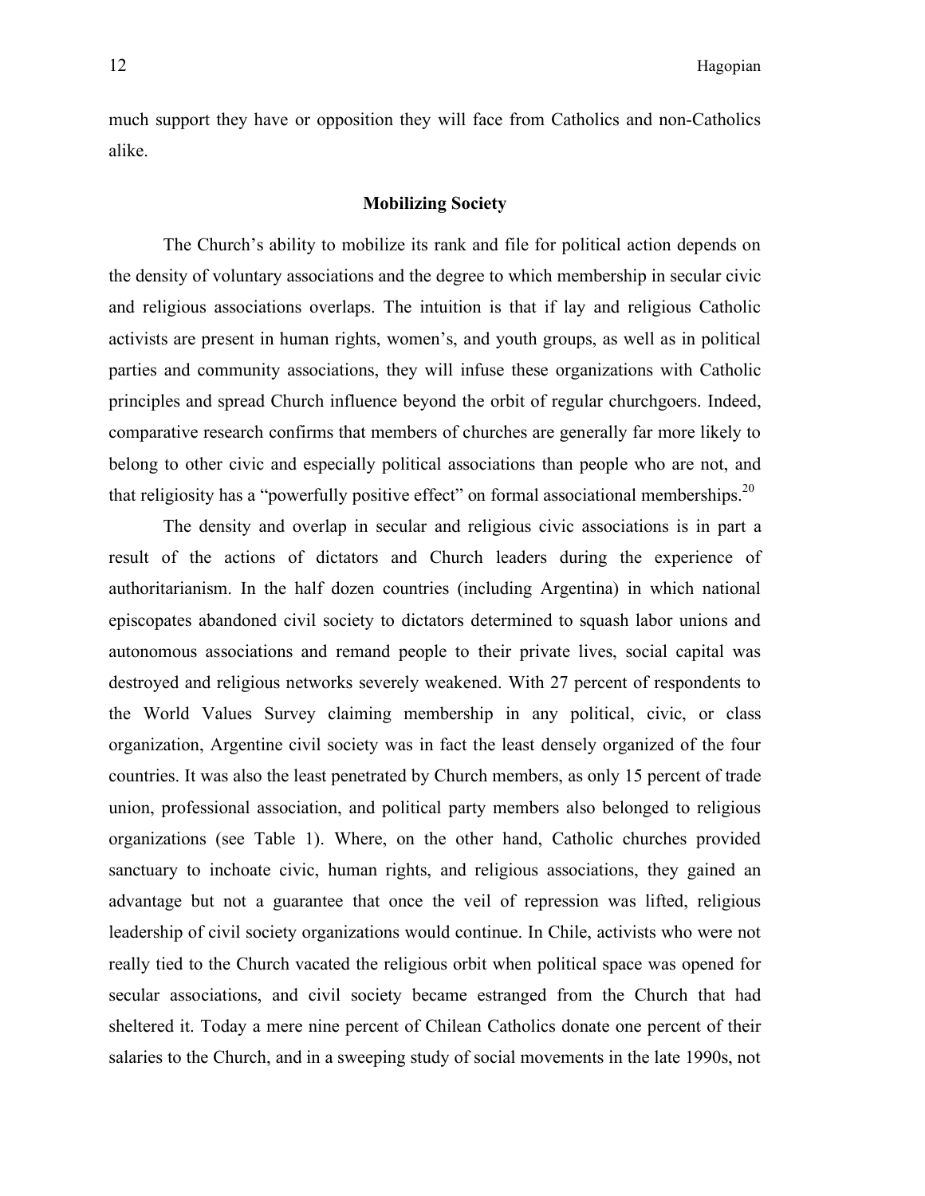much support they have or opposition they will face from Catholics and non-Catholics alike.

### Mobilizing Society

The Church's ability to mobilize its rank and file for political action depends on the density of voluntary associations and the degree to which membership in secular civic and religious associations overlaps. The intuition is that if lay and religious Catholic activists are present in human rights, women's, and youth groups, as well as in political parties and community associations, they will infuse these organizations with Catholic principles and spread Church influence beyond the orbit of regular churchgoers. Indeed, comparative research confirms that members of churches are generally far more likely to belong to other civic and especially political associations than people who are not, and that religiosity has a "powerfully positive effect" on formal associational memberships.[20]

The density and overlap in secular and religious civic associations is in part a result of the actions of dictators and Church leaders during the experience of authoritarianism. In the half dozen countries (including Argentina) in which national episcopates abandoned civil society to dictators determined to squash labor unions and autonomous associations and remand people to their private lives, social capital was destroyed and religious networks severely weakened. With 27 percent of respondents to the World Values Survey claiming membership in any political, civic, or class organization, Argentine civil society was in fact the least densely organized of the four countries. It was also the least penetrated by Church members, as only 15 percent of trade union, professional association, and political party members also belonged to religious organizations (see Table 1). Where, on the other hand, Catholic churches provided sanctuary to inchoate civic, human rights, and religious associations, they gained an advantage but not a guarantee that once the veil of repression was lifted, religious leadership of civil society organizations would continue. In Chile, activists who were not really tied to the Church vacated the religious orbit when political space was opened for secular associations, and civil society became estranged from the Church that had sheltered it. Today a mere nine percent of Chilean Catholics donate one percent of their salaries to the Church, and in a sweeping study of social movements in the late 1990s, not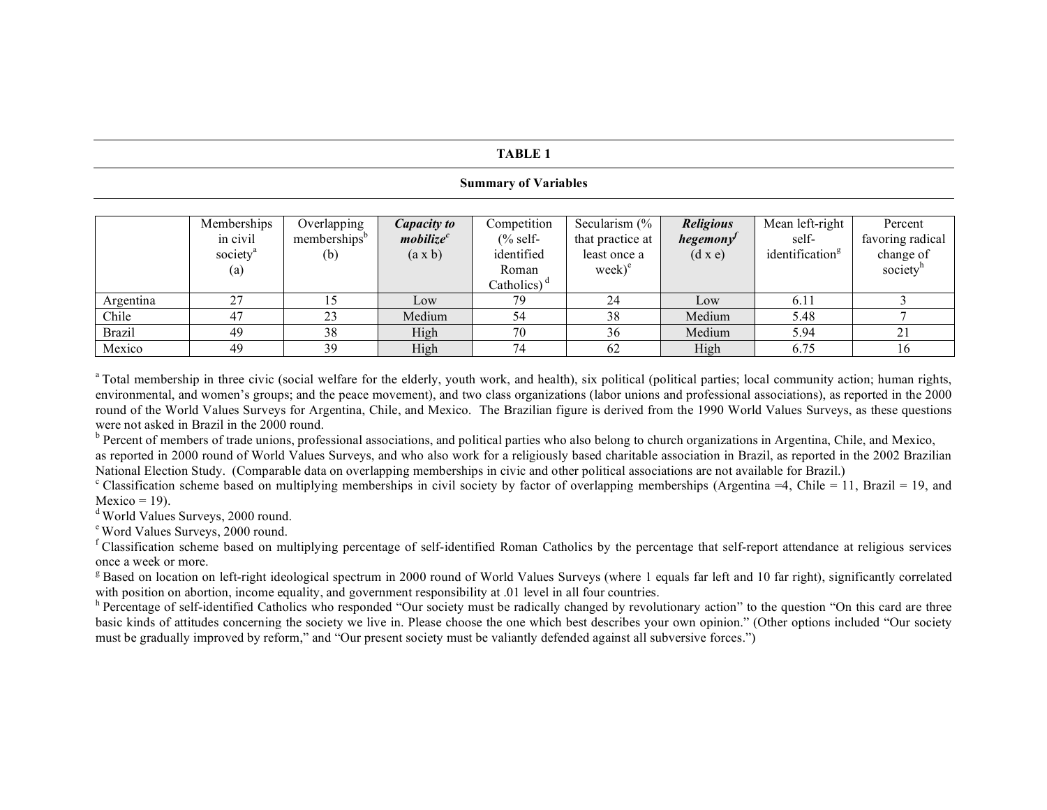**TABLE 1**

**Summary of Variables**

| | Memberships in civil society[a] (a) | Overlapping memberships[b] (b) | ***Capacity to mobilize***[c] (a x b) | Competition (% self-identified Roman Catholics)[d] | Secularism (% that practice at least once a week)[e] | ***Religious hegemony***[f] (d x e) | Mean left-right self-identification[g] | Percent favoring radical change of society[h] |
|---|---|---|---|---|---|---|---|---|
| Argentina | 27 | 15 | Low | 79 | 24 | Low | 6.11 | 3 |
| Chile | 47 | 23 | Medium | 54 | 38 | Medium | 5.48 | 7 |
| Brazil | 49 | 38 | High | 70 | 36 | Medium | 5.94 | 21 |
| Mexico | 49 | 39 | High | 74 | 62 | High | 6.75 | 16 |

[a] Total membership in three civic (social welfare for the elderly, youth work, and health), six political (political parties; local community action; human rights, environmental, and women's groups; and the peace movement), and two class organizations (labor unions and professional associations), as reported in the 2000 round of the World Values Surveys for Argentina, Chile, and Mexico. The Brazilian figure is derived from the 1990 World Values Surveys, as these questions were not asked in Brazil in the 2000 round.

[b] Percent of members of trade unions, professional associations, and political parties who also belong to church organizations in Argentina, Chile, and Mexico, as reported in 2000 round of World Values Surveys, and who also work for a religiously based charitable association in Brazil, as reported in the 2002 Brazilian National Election Study. (Comparable data on overlapping memberships in civic and other political associations are not available for Brazil.)

[c] Classification scheme based on multiplying memberships in civil society by factor of overlapping memberships (Argentina =4, Chile = 11, Brazil = 19, and Mexico = 19).

[d] World Values Surveys, 2000 round.

[e] Word Values Surveys, 2000 round.

[f] Classification scheme based on multiplying percentage of self-identified Roman Catholics by the percentage that self-report attendance at religious services once a week or more.

[g] Based on location on left-right ideological spectrum in 2000 round of World Values Surveys (where 1 equals far left and 10 far right), significantly correlated with position on abortion, income equality, and government responsibility at .01 level in all four countries.

[h] Percentage of self-identified Catholics who responded "Our society must be radically changed by revolutionary action" to the question "On this card are three basic kinds of attitudes concerning the society we live in. Please choose the one which best describes your own opinion." (Other options included "Our society must be gradually improved by reform," and "Our present society must be valiantly defended against all subversive forces.")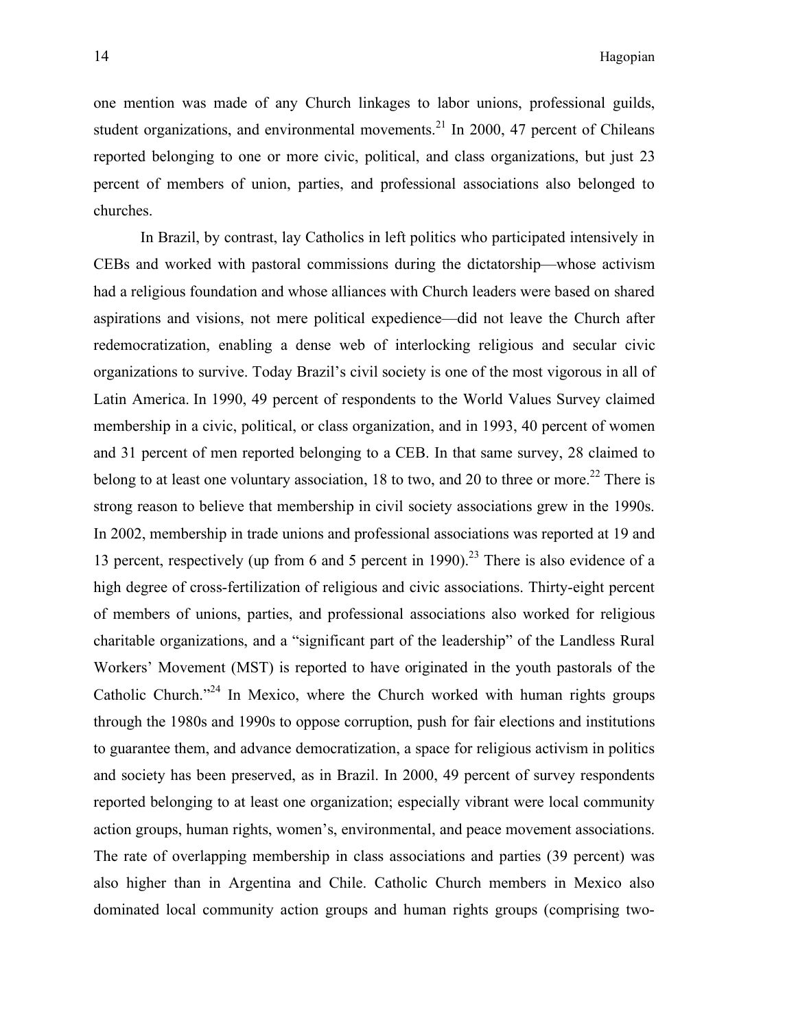one mention was made of any Church linkages to labor unions, professional guilds, student organizations, and environmental movements.[21] In 2000, 47 percent of Chileans reported belonging to one or more civic, political, and class organizations, but just 23 percent of members of union, parties, and professional associations also belonged to churches.

In Brazil, by contrast, lay Catholics in left politics who participated intensively in CEBs and worked with pastoral commissions during the dictatorship—whose activism had a religious foundation and whose alliances with Church leaders were based on shared aspirations and visions, not mere political expedience—did not leave the Church after redemocratization, enabling a dense web of interlocking religious and secular civic organizations to survive. Today Brazil's civil society is one of the most vigorous in all of Latin America. In 1990, 49 percent of respondents to the World Values Survey claimed membership in a civic, political, or class organization, and in 1993, 40 percent of women and 31 percent of men reported belonging to a CEB. In that same survey, 28 claimed to belong to at least one voluntary association, 18 to two, and 20 to three or more.[22] There is strong reason to believe that membership in civil society associations grew in the 1990s. In 2002, membership in trade unions and professional associations was reported at 19 and 13 percent, respectively (up from 6 and 5 percent in 1990).[23] There is also evidence of a high degree of cross-fertilization of religious and civic associations. Thirty-eight percent of members of unions, parties, and professional associations also worked for religious charitable organizations, and a "significant part of the leadership" of the Landless Rural Workers' Movement (MST) is reported to have originated in the youth pastorals of the Catholic Church."[24] In Mexico, where the Church worked with human rights groups through the 1980s and 1990s to oppose corruption, push for fair elections and institutions to guarantee them, and advance democratization, a space for religious activism in politics and society has been preserved, as in Brazil. In 2000, 49 percent of survey respondents reported belonging to at least one organization; especially vibrant were local community action groups, human rights, women's, environmental, and peace movement associations. The rate of overlapping membership in class associations and parties (39 percent) was also higher than in Argentina and Chile. Catholic Church members in Mexico also dominated local community action groups and human rights groups (comprising two-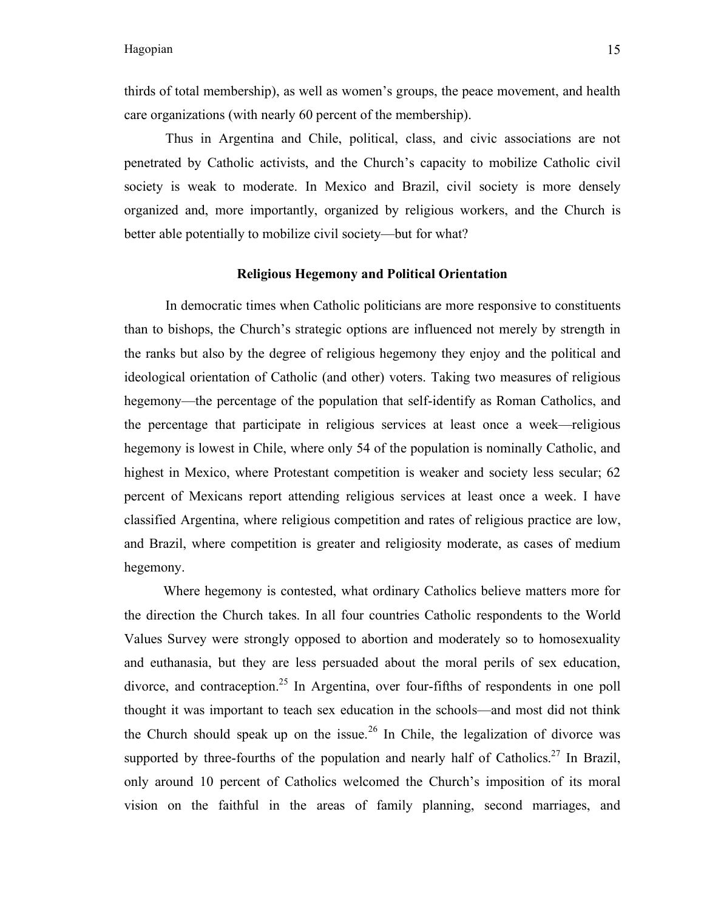thirds of total membership), as well as women's groups, the peace movement, and health care organizations (with nearly 60 percent of the membership).

Thus in Argentina and Chile, political, class, and civic associations are not penetrated by Catholic activists, and the Church's capacity to mobilize Catholic civil society is weak to moderate. In Mexico and Brazil, civil society is more densely organized and, more importantly, organized by religious workers, and the Church is better able potentially to mobilize civil society—but for what?

## Religious Hegemony and Political Orientation

In democratic times when Catholic politicians are more responsive to constituents than to bishops, the Church's strategic options are influenced not merely by strength in the ranks but also by the degree of religious hegemony they enjoy and the political and ideological orientation of Catholic (and other) voters. Taking two measures of religious hegemony—the percentage of the population that self-identify as Roman Catholics, and the percentage that participate in religious services at least once a week—religious hegemony is lowest in Chile, where only 54 of the population is nominally Catholic, and highest in Mexico, where Protestant competition is weaker and society less secular; 62 percent of Mexicans report attending religious services at least once a week. I have classified Argentina, where religious competition and rates of religious practice are low, and Brazil, where competition is greater and religiosity moderate, as cases of medium hegemony.

Where hegemony is contested, what ordinary Catholics believe matters more for the direction the Church takes. In all four countries Catholic respondents to the World Values Survey were strongly opposed to abortion and moderately so to homosexuality and euthanasia, but they are less persuaded about the moral perils of sex education, divorce, and contraception.[25] In Argentina, over four-fifths of respondents in one poll thought it was important to teach sex education in the schools—and most did not think the Church should speak up on the issue.[26] In Chile, the legalization of divorce was supported by three-fourths of the population and nearly half of Catholics.[27] In Brazil, only around 10 percent of Catholics welcomed the Church's imposition of its moral vision on the faithful in the areas of family planning, second marriages, and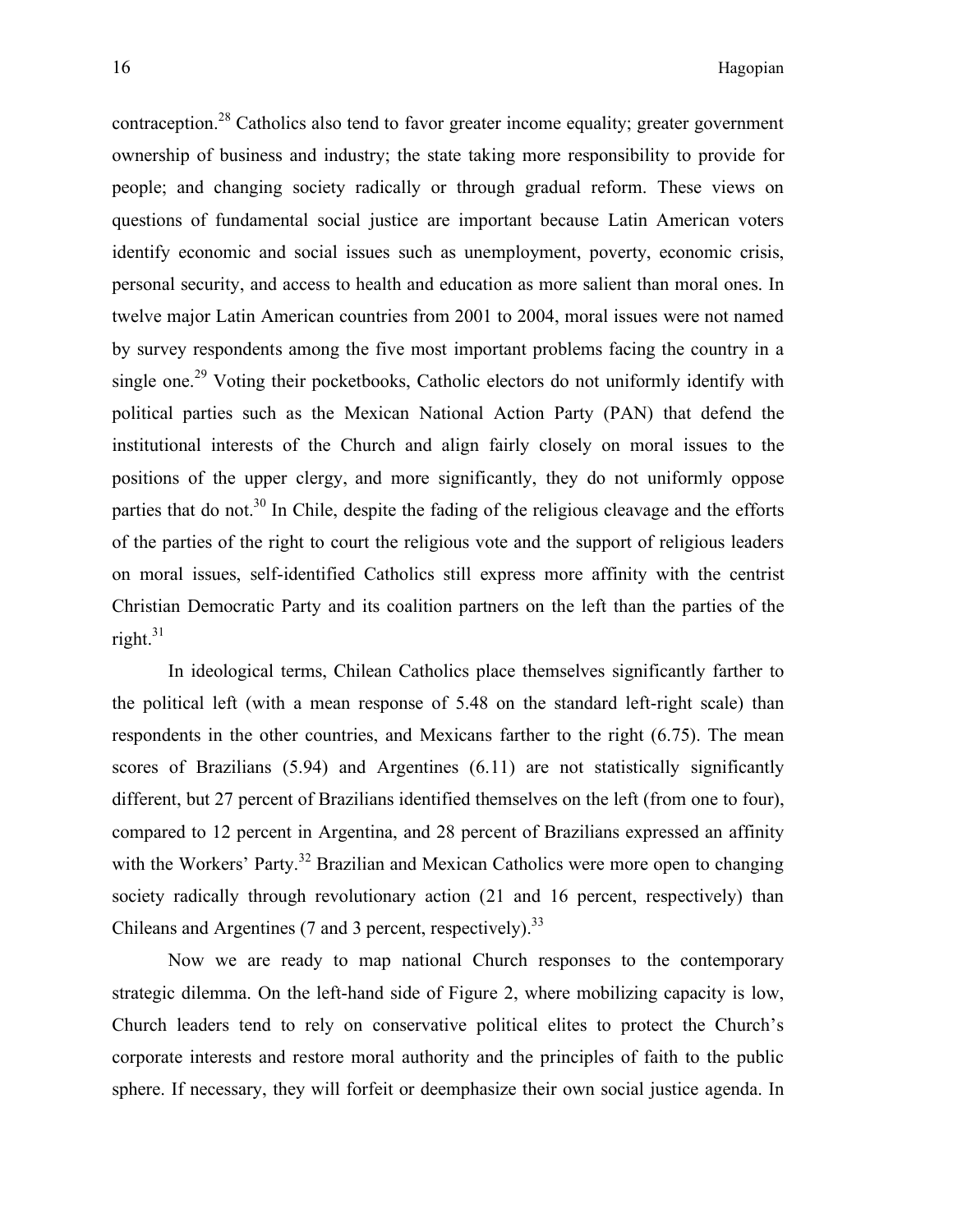contraception.[28] Catholics also tend to favor greater income equality; greater government ownership of business and industry; the state taking more responsibility to provide for people; and changing society radically or through gradual reform. These views on questions of fundamental social justice are important because Latin American voters identify economic and social issues such as unemployment, poverty, economic crisis, personal security, and access to health and education as more salient than moral ones. In twelve major Latin American countries from 2001 to 2004, moral issues were not named by survey respondents among the five most important problems facing the country in a single one.[29] Voting their pocketbooks, Catholic electors do not uniformly identify with political parties such as the Mexican National Action Party (PAN) that defend the institutional interests of the Church and align fairly closely on moral issues to the positions of the upper clergy, and more significantly, they do not uniformly oppose parties that do not.[30] In Chile, despite the fading of the religious cleavage and the efforts of the parties of the right to court the religious vote and the support of religious leaders on moral issues, self-identified Catholics still express more affinity with the centrist Christian Democratic Party and its coalition partners on the left than the parties of the right.[31]

In ideological terms, Chilean Catholics place themselves significantly farther to the political left (with a mean response of 5.48 on the standard left-right scale) than respondents in the other countries, and Mexicans farther to the right (6.75). The mean scores of Brazilians (5.94) and Argentines (6.11) are not statistically significantly different, but 27 percent of Brazilians identified themselves on the left (from one to four), compared to 12 percent in Argentina, and 28 percent of Brazilians expressed an affinity with the Workers' Party.[32] Brazilian and Mexican Catholics were more open to changing society radically through revolutionary action (21 and 16 percent, respectively) than Chileans and Argentines (7 and 3 percent, respectively).[33]

Now we are ready to map national Church responses to the contemporary strategic dilemma. On the left-hand side of Figure 2, where mobilizing capacity is low, Church leaders tend to rely on conservative political elites to protect the Church's corporate interests and restore moral authority and the principles of faith to the public sphere. If necessary, they will forfeit or deemphasize their own social justice agenda. In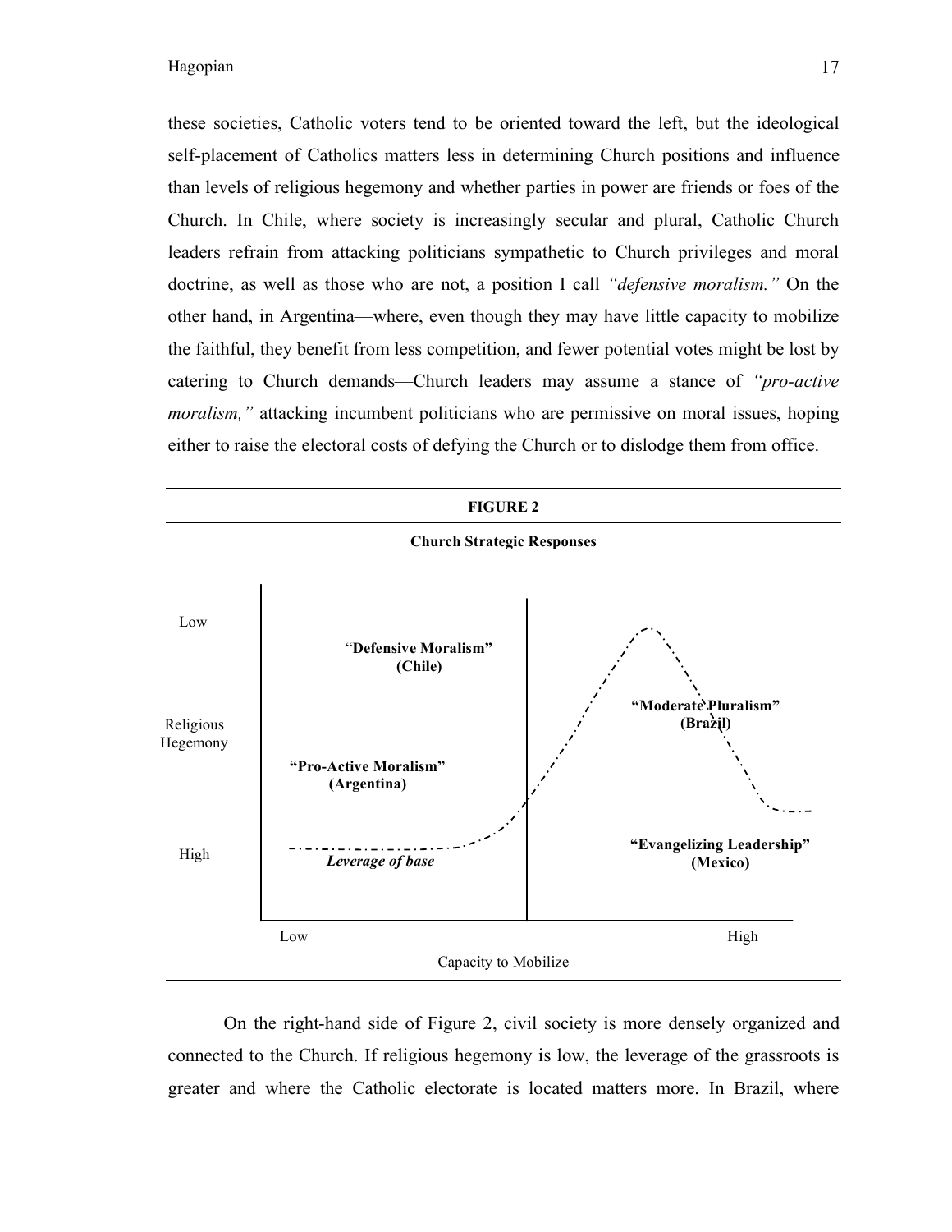these societies, Catholic voters tend to be oriented toward the left, but the ideological self-placement of Catholics matters less in determining Church positions and influence than levels of religious hegemony and whether parties in power are friends or foes of the Church. In Chile, where society is increasingly secular and plural, Catholic Church leaders refrain from attacking politicians sympathetic to Church privileges and moral doctrine, as well as those who are not, a position I call *"defensive moralism."* On the other hand, in Argentina—where, even though they may have little capacity to mobilize the faithful, they benefit from less competition, and fewer potential votes might be lost by catering to Church demands—Church leaders may assume a stance of *"pro-active moralism,"* attacking incumbent politicians who are permissive on moral issues, hoping either to raise the electoral costs of defying the Church or to dislodge them from office.

**FIGURE 2**

**Church Strategic Responses**

| Religious Hegemony | Low Capacity to Mobilize | High Capacity to Mobilize |
|---|---|---|
| Low | **"Defensive Moralism" (Chile)** | **"Moderate Pluralism" (Brazil)** |
| High | **"Pro-Active Moralism" (Argentina)** | **"Evangelizing Leadership" (Mexico)** |

*Leverage of base*

Capacity to Mobilize

On the right-hand side of Figure 2, civil society is more densely organized and connected to the Church. If religious hegemony is low, the leverage of the grassroots is greater and where the Catholic electorate is located matters more. In Brazil, where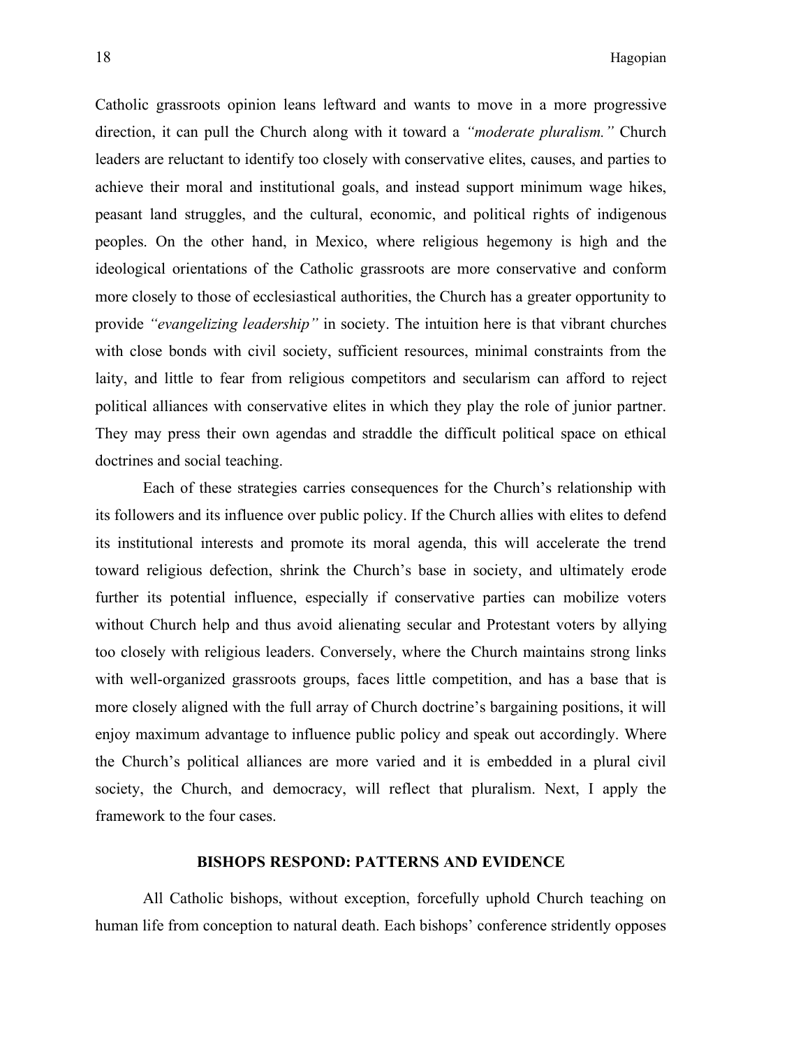Catholic grassroots opinion leans leftward and wants to move in a more progressive direction, it can pull the Church along with it toward a *"moderate pluralism."* Church leaders are reluctant to identify too closely with conservative elites, causes, and parties to achieve their moral and institutional goals, and instead support minimum wage hikes, peasant land struggles, and the cultural, economic, and political rights of indigenous peoples. On the other hand, in Mexico, where religious hegemony is high and the ideological orientations of the Catholic grassroots are more conservative and conform more closely to those of ecclesiastical authorities, the Church has a greater opportunity to provide *"evangelizing leadership"* in society. The intuition here is that vibrant churches with close bonds with civil society, sufficient resources, minimal constraints from the laity, and little to fear from religious competitors and secularism can afford to reject political alliances with conservative elites in which they play the role of junior partner. They may press their own agendas and straddle the difficult political space on ethical doctrines and social teaching.

Each of these strategies carries consequences for the Church's relationship with its followers and its influence over public policy. If the Church allies with elites to defend its institutional interests and promote its moral agenda, this will accelerate the trend toward religious defection, shrink the Church's base in society, and ultimately erode further its potential influence, especially if conservative parties can mobilize voters without Church help and thus avoid alienating secular and Protestant voters by allying too closely with religious leaders. Conversely, where the Church maintains strong links with well-organized grassroots groups, faces little competition, and has a base that is more closely aligned with the full array of Church doctrine's bargaining positions, it will enjoy maximum advantage to influence public policy and speak out accordingly. Where the Church's political alliances are more varied and it is embedded in a plural civil society, the Church, and democracy, will reflect that pluralism. Next, I apply the framework to the four cases.

## BISHOPS RESPOND: PATTERNS AND EVIDENCE

All Catholic bishops, without exception, forcefully uphold Church teaching on human life from conception to natural death. Each bishops' conference stridently opposes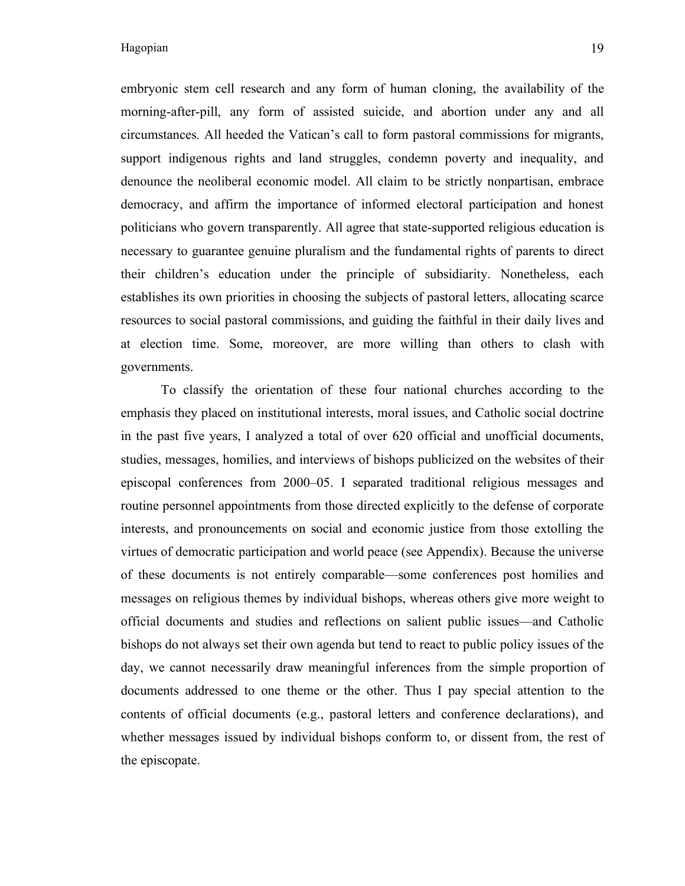embryonic stem cell research and any form of human cloning, the availability of the morning-after-pill, any form of assisted suicide, and abortion under any and all circumstances. All heeded the Vatican's call to form pastoral commissions for migrants, support indigenous rights and land struggles, condemn poverty and inequality, and denounce the neoliberal economic model. All claim to be strictly nonpartisan, embrace democracy, and affirm the importance of informed electoral participation and honest politicians who govern transparently. All agree that state-supported religious education is necessary to guarantee genuine pluralism and the fundamental rights of parents to direct their children's education under the principle of subsidiarity. Nonetheless, each establishes its own priorities in choosing the subjects of pastoral letters, allocating scarce resources to social pastoral commissions, and guiding the faithful in their daily lives and at election time. Some, moreover, are more willing than others to clash with governments.

To classify the orientation of these four national churches according to the emphasis they placed on institutional interests, moral issues, and Catholic social doctrine in the past five years, I analyzed a total of over 620 official and unofficial documents, studies, messages, homilies, and interviews of bishops publicized on the websites of their episcopal conferences from 2000–05. I separated traditional religious messages and routine personnel appointments from those directed explicitly to the defense of corporate interests, and pronouncements on social and economic justice from those extolling the virtues of democratic participation and world peace (see Appendix). Because the universe of these documents is not entirely comparable—some conferences post homilies and messages on religious themes by individual bishops, whereas others give more weight to official documents and studies and reflections on salient public issues—and Catholic bishops do not always set their own agenda but tend to react to public policy issues of the day, we cannot necessarily draw meaningful inferences from the simple proportion of documents addressed to one theme or the other. Thus I pay special attention to the contents of official documents (e.g., pastoral letters and conference declarations), and whether messages issued by individual bishops conform to, or dissent from, the rest of the episcopate.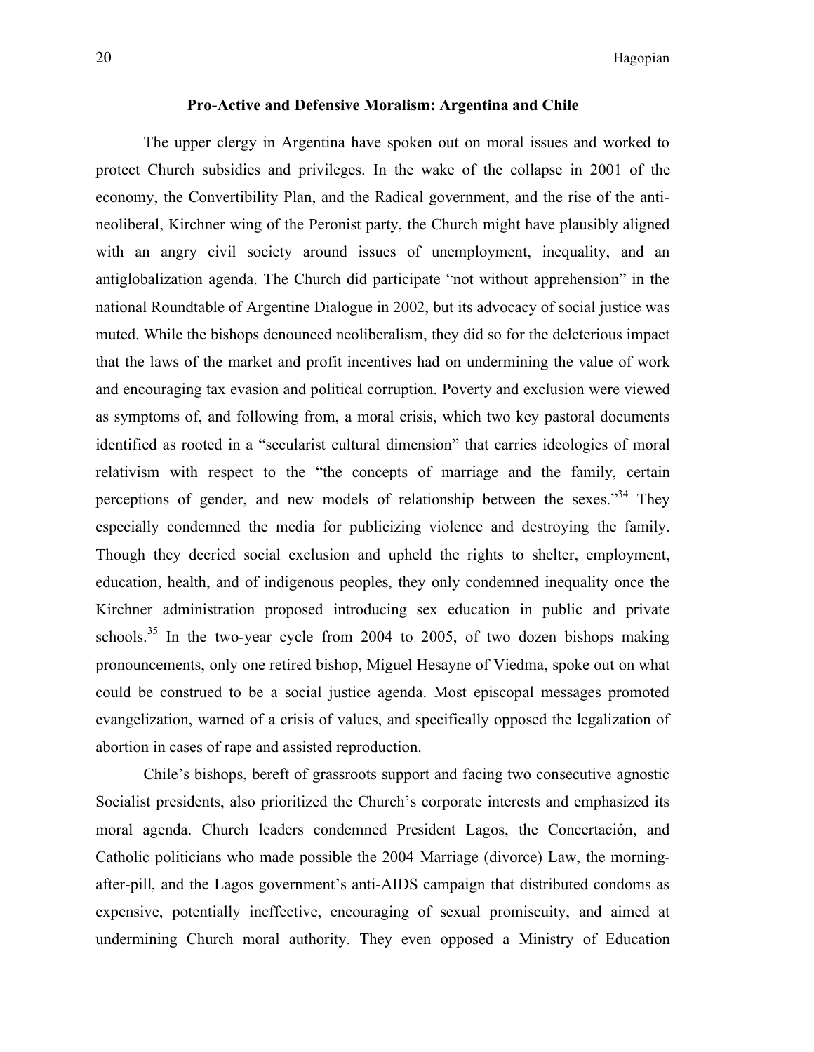### Pro-Active and Defensive Moralism: Argentina and Chile

The upper clergy in Argentina have spoken out on moral issues and worked to protect Church subsidies and privileges. In the wake of the collapse in 2001 of the economy, the Convertibility Plan, and the Radical government, and the rise of the anti-neoliberal, Kirchner wing of the Peronist party, the Church might have plausibly aligned with an angry civil society around issues of unemployment, inequality, and an antiglobalization agenda. The Church did participate "not without apprehension" in the national Roundtable of Argentine Dialogue in 2002, but its advocacy of social justice was muted. While the bishops denounced neoliberalism, they did so for the deleterious impact that the laws of the market and profit incentives had on undermining the value of work and encouraging tax evasion and political corruption. Poverty and exclusion were viewed as symptoms of, and following from, a moral crisis, which two key pastoral documents identified as rooted in a "secularist cultural dimension" that carries ideologies of moral relativism with respect to the "the concepts of marriage and the family, certain perceptions of gender, and new models of relationship between the sexes."[34] They especially condemned the media for publicizing violence and destroying the family. Though they decried social exclusion and upheld the rights to shelter, employment, education, health, and of indigenous peoples, they only condemned inequality once the Kirchner administration proposed introducing sex education in public and private schools.[35] In the two-year cycle from 2004 to 2005, of two dozen bishops making pronouncements, only one retired bishop, Miguel Hesayne of Viedma, spoke out on what could be construed to be a social justice agenda. Most episcopal messages promoted evangelization, warned of a crisis of values, and specifically opposed the legalization of abortion in cases of rape and assisted reproduction.

Chile's bishops, bereft of grassroots support and facing two consecutive agnostic Socialist presidents, also prioritized the Church's corporate interests and emphasized its moral agenda. Church leaders condemned President Lagos, the Concertación, and Catholic politicians who made possible the 2004 Marriage (divorce) Law, the morning-after-pill, and the Lagos government's anti-AIDS campaign that distributed condoms as expensive, potentially ineffective, encouraging of sexual promiscuity, and aimed at undermining Church moral authority. They even opposed a Ministry of Education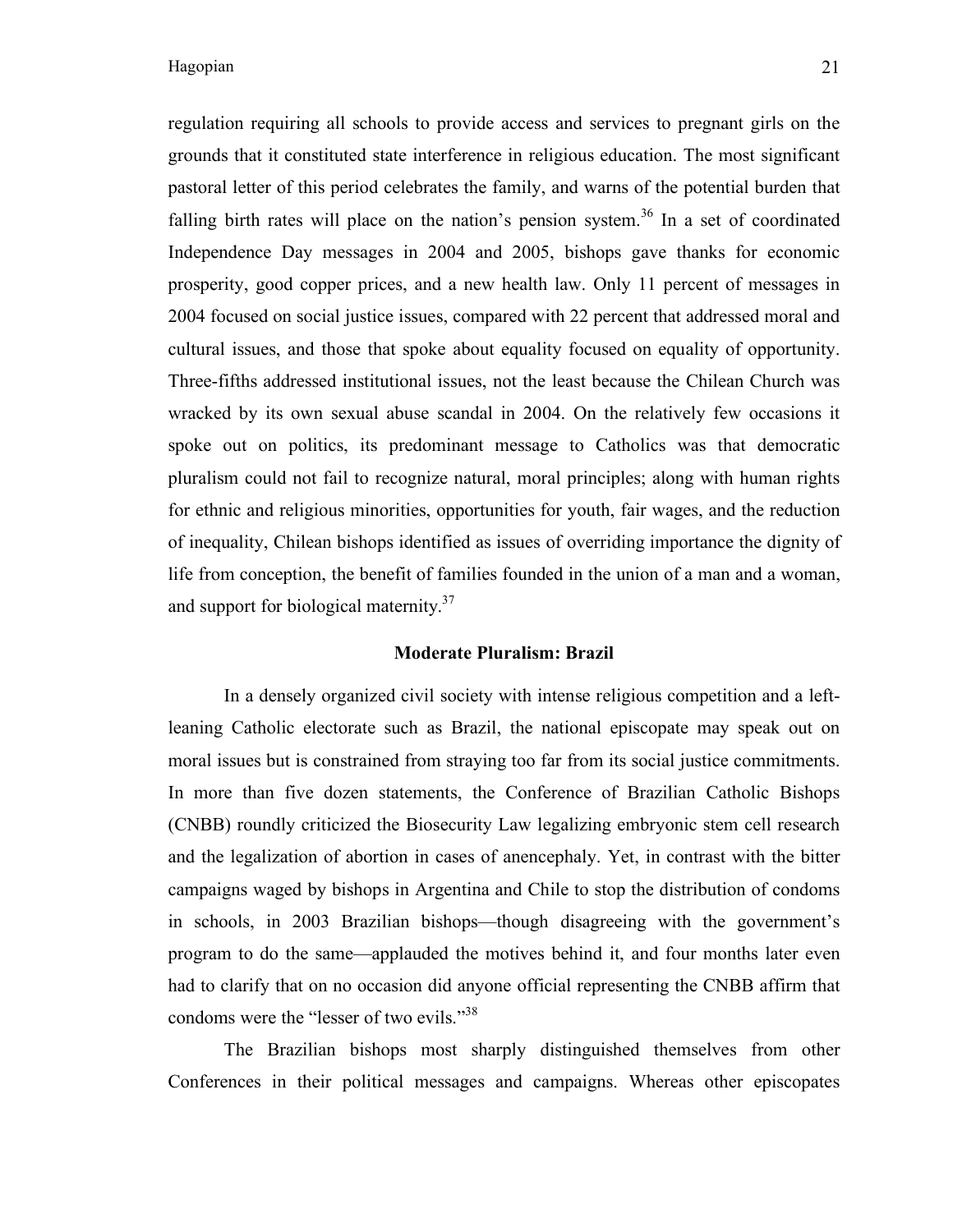regulation requiring all schools to provide access and services to pregnant girls on the grounds that it constituted state interference in religious education. The most significant pastoral letter of this period celebrates the family, and warns of the potential burden that falling birth rates will place on the nation's pension system.[36] In a set of coordinated Independence Day messages in 2004 and 2005, bishops gave thanks for economic prosperity, good copper prices, and a new health law. Only 11 percent of messages in 2004 focused on social justice issues, compared with 22 percent that addressed moral and cultural issues, and those that spoke about equality focused on equality of opportunity. Three-fifths addressed institutional issues, not the least because the Chilean Church was wracked by its own sexual abuse scandal in 2004. On the relatively few occasions it spoke out on politics, its predominant message to Catholics was that democratic pluralism could not fail to recognize natural, moral principles; along with human rights for ethnic and religious minorities, opportunities for youth, fair wages, and the reduction of inequality, Chilean bishops identified as issues of overriding importance the dignity of life from conception, the benefit of families founded in the union of a man and a woman, and support for biological maternity.[37]

## Moderate Pluralism: Brazil

In a densely organized civil society with intense religious competition and a left-leaning Catholic electorate such as Brazil, the national episcopate may speak out on moral issues but is constrained from straying too far from its social justice commitments. In more than five dozen statements, the Conference of Brazilian Catholic Bishops (CNBB) roundly criticized the Biosecurity Law legalizing embryonic stem cell research and the legalization of abortion in cases of anencephaly. Yet, in contrast with the bitter campaigns waged by bishops in Argentina and Chile to stop the distribution of condoms in schools, in 2003 Brazilian bishops—though disagreeing with the government's program to do the same—applauded the motives behind it, and four months later even had to clarify that on no occasion did anyone official representing the CNBB affirm that condoms were the "lesser of two evils."[38]

The Brazilian bishops most sharply distinguished themselves from other Conferences in their political messages and campaigns. Whereas other episcopates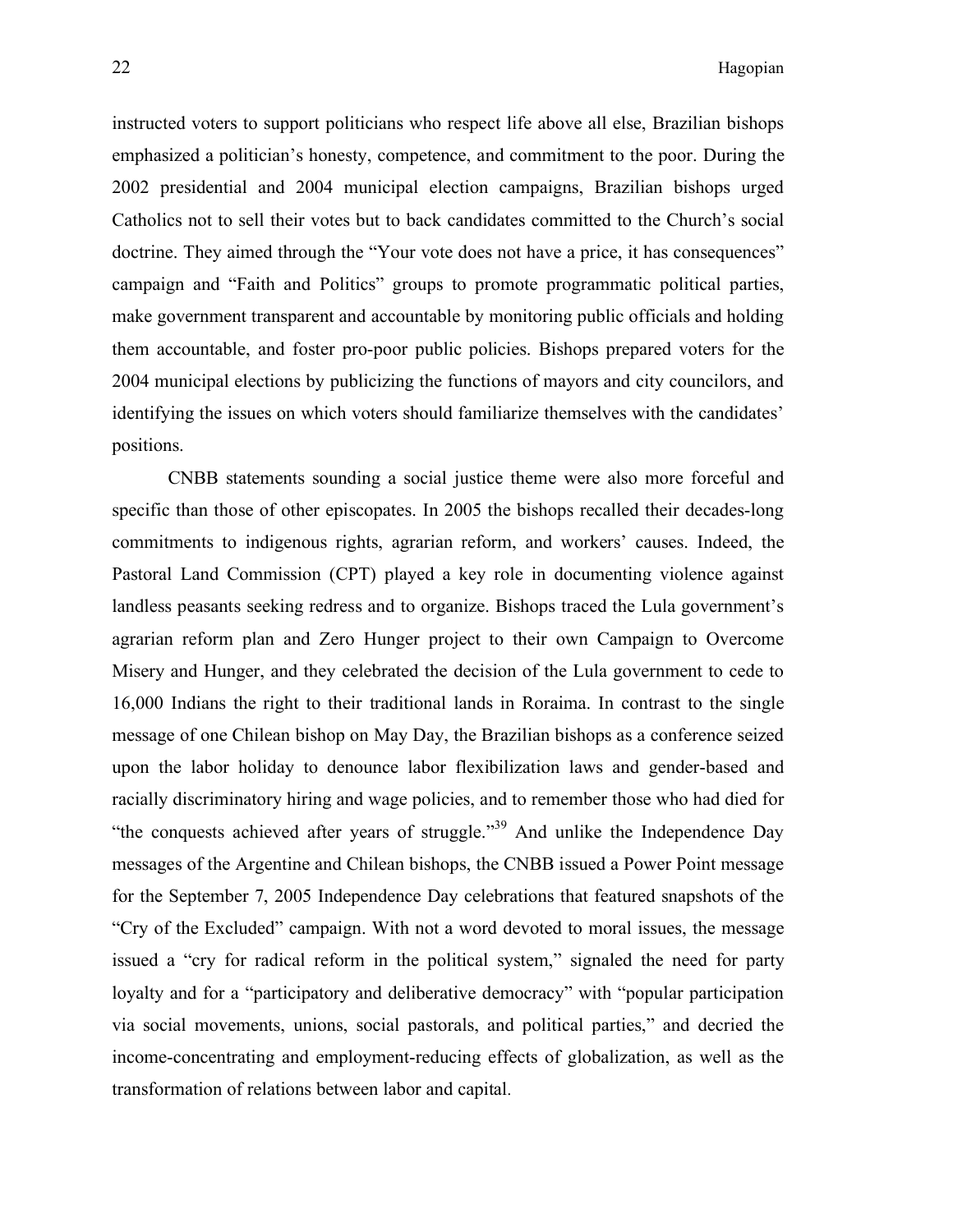instructed voters to support politicians who respect life above all else, Brazilian bishops emphasized a politician's honesty, competence, and commitment to the poor. During the 2002 presidential and 2004 municipal election campaigns, Brazilian bishops urged Catholics not to sell their votes but to back candidates committed to the Church's social doctrine. They aimed through the "Your vote does not have a price, it has consequences" campaign and "Faith and Politics" groups to promote programmatic political parties, make government transparent and accountable by monitoring public officials and holding them accountable, and foster pro-poor public policies. Bishops prepared voters for the 2004 municipal elections by publicizing the functions of mayors and city councilors, and identifying the issues on which voters should familiarize themselves with the candidates' positions.

CNBB statements sounding a social justice theme were also more forceful and specific than those of other episcopates. In 2005 the bishops recalled their decades-long commitments to indigenous rights, agrarian reform, and workers' causes. Indeed, the Pastoral Land Commission (CPT) played a key role in documenting violence against landless peasants seeking redress and to organize. Bishops traced the Lula government's agrarian reform plan and Zero Hunger project to their own Campaign to Overcome Misery and Hunger, and they celebrated the decision of the Lula government to cede to 16,000 Indians the right to their traditional lands in Roraima. In contrast to the single message of one Chilean bishop on May Day, the Brazilian bishops as a conference seized upon the labor holiday to denounce labor flexibilization laws and gender-based and racially discriminatory hiring and wage policies, and to remember those who had died for "the conquests achieved after years of struggle."[39] And unlike the Independence Day messages of the Argentine and Chilean bishops, the CNBB issued a Power Point message for the September 7, 2005 Independence Day celebrations that featured snapshots of the "Cry of the Excluded" campaign. With not a word devoted to moral issues, the message issued a "cry for radical reform in the political system," signaled the need for party loyalty and for a "participatory and deliberative democracy" with "popular participation via social movements, unions, social pastorals, and political parties," and decried the income-concentrating and employment-reducing effects of globalization, as well as the transformation of relations between labor and capital.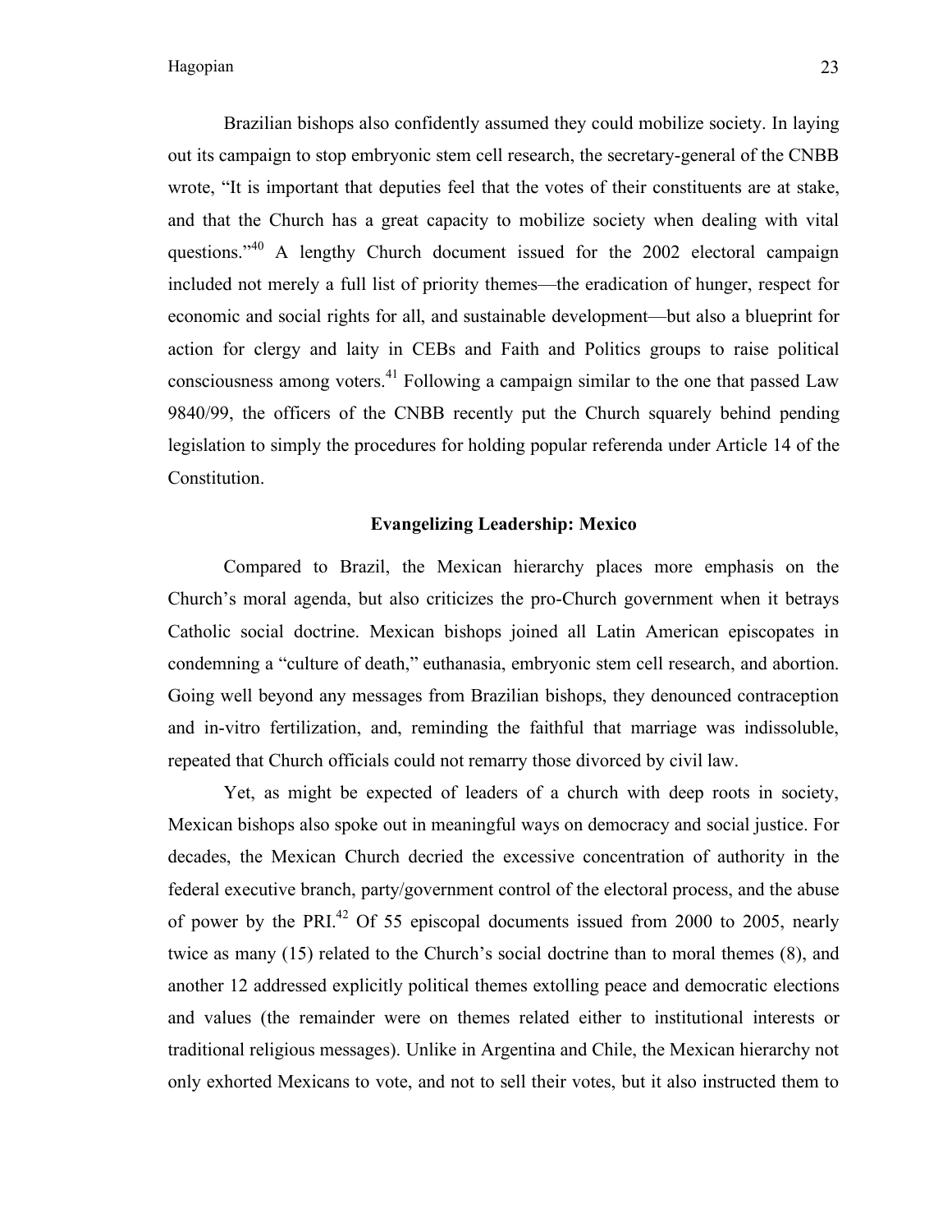Brazilian bishops also confidently assumed they could mobilize society. In laying out its campaign to stop embryonic stem cell research, the secretary-general of the CNBB wrote, “It is important that deputies feel that the votes of their constituents are at stake, and that the Church has a great capacity to mobilize society when dealing with vital questions.”[40] A lengthy Church document issued for the 2002 electoral campaign included not merely a full list of priority themes—the eradication of hunger, respect for economic and social rights for all, and sustainable development—but also a blueprint for action for clergy and laity in CEBs and Faith and Politics groups to raise political consciousness among voters.[41] Following a campaign similar to the one that passed Law 9840/99, the officers of the CNBB recently put the Church squarely behind pending legislation to simply the procedures for holding popular referenda under Article 14 of the Constitution.

### Evangelizing Leadership: Mexico

Compared to Brazil, the Mexican hierarchy places more emphasis on the Church’s moral agenda, but also criticizes the pro-Church government when it betrays Catholic social doctrine. Mexican bishops joined all Latin American episcopates in condemning a “culture of death,” euthanasia, embryonic stem cell research, and abortion. Going well beyond any messages from Brazilian bishops, they denounced contraception and in-vitro fertilization, and, reminding the faithful that marriage was indissoluble, repeated that Church officials could not remarry those divorced by civil law.

Yet, as might be expected of leaders of a church with deep roots in society, Mexican bishops also spoke out in meaningful ways on democracy and social justice. For decades, the Mexican Church decried the excessive concentration of authority in the federal executive branch, party/government control of the electoral process, and the abuse of power by the PRI.[42] Of 55 episcopal documents issued from 2000 to 2005, nearly twice as many (15) related to the Church’s social doctrine than to moral themes (8), and another 12 addressed explicitly political themes extolling peace and democratic elections and values (the remainder were on themes related either to institutional interests or traditional religious messages). Unlike in Argentina and Chile, the Mexican hierarchy not only exhorted Mexicans to vote, and not to sell their votes, but it also instructed them to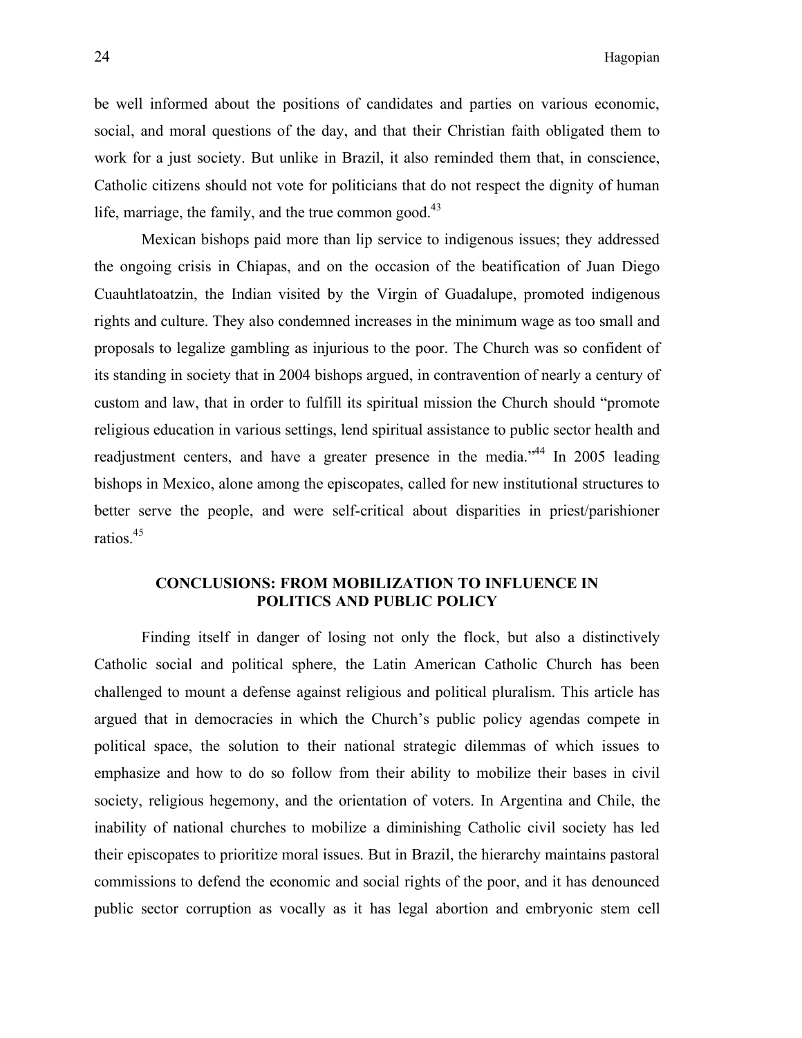be well informed about the positions of candidates and parties on various economic, social, and moral questions of the day, and that their Christian faith obligated them to work for a just society. But unlike in Brazil, it also reminded them that, in conscience, Catholic citizens should not vote for politicians that do not respect the dignity of human life, marriage, the family, and the true common good.[43]

Mexican bishops paid more than lip service to indigenous issues; they addressed the ongoing crisis in Chiapas, and on the occasion of the beatification of Juan Diego Cuauhtlatoatzin, the Indian visited by the Virgin of Guadalupe, promoted indigenous rights and culture. They also condemned increases in the minimum wage as too small and proposals to legalize gambling as injurious to the poor. The Church was so confident of its standing in society that in 2004 bishops argued, in contravention of nearly a century of custom and law, that in order to fulfill its spiritual mission the Church should "promote religious education in various settings, lend spiritual assistance to public sector health and readjustment centers, and have a greater presence in the media."[44] In 2005 leading bishops in Mexico, alone among the episcopates, called for new institutional structures to better serve the people, and were self-critical about disparities in priest/parishioner ratios.[45]

## CONCLUSIONS: FROM MOBILIZATION TO INFLUENCE IN POLITICS AND PUBLIC POLICY

Finding itself in danger of losing not only the flock, but also a distinctively Catholic social and political sphere, the Latin American Catholic Church has been challenged to mount a defense against religious and political pluralism. This article has argued that in democracies in which the Church's public policy agendas compete in political space, the solution to their national strategic dilemmas of which issues to emphasize and how to do so follow from their ability to mobilize their bases in civil society, religious hegemony, and the orientation of voters. In Argentina and Chile, the inability of national churches to mobilize a diminishing Catholic civil society has led their episcopates to prioritize moral issues. But in Brazil, the hierarchy maintains pastoral commissions to defend the economic and social rights of the poor, and it has denounced public sector corruption as vocally as it has legal abortion and embryonic stem cell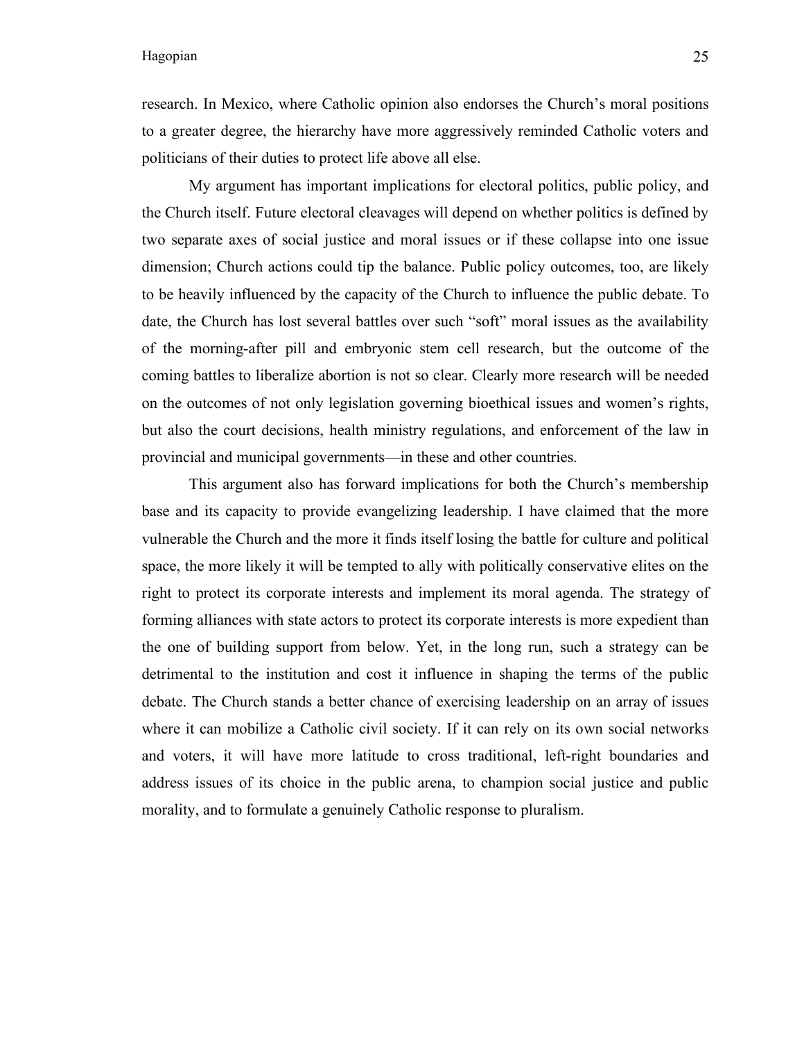research. In Mexico, where Catholic opinion also endorses the Church's moral positions to a greater degree, the hierarchy have more aggressively reminded Catholic voters and politicians of their duties to protect life above all else.

My argument has important implications for electoral politics, public policy, and the Church itself. Future electoral cleavages will depend on whether politics is defined by two separate axes of social justice and moral issues or if these collapse into one issue dimension; Church actions could tip the balance. Public policy outcomes, too, are likely to be heavily influenced by the capacity of the Church to influence the public debate. To date, the Church has lost several battles over such "soft" moral issues as the availability of the morning-after pill and embryonic stem cell research, but the outcome of the coming battles to liberalize abortion is not so clear. Clearly more research will be needed on the outcomes of not only legislation governing bioethical issues and women's rights, but also the court decisions, health ministry regulations, and enforcement of the law in provincial and municipal governments—in these and other countries.

This argument also has forward implications for both the Church's membership base and its capacity to provide evangelizing leadership. I have claimed that the more vulnerable the Church and the more it finds itself losing the battle for culture and political space, the more likely it will be tempted to ally with politically conservative elites on the right to protect its corporate interests and implement its moral agenda. The strategy of forming alliances with state actors to protect its corporate interests is more expedient than the one of building support from below. Yet, in the long run, such a strategy can be detrimental to the institution and cost it influence in shaping the terms of the public debate. The Church stands a better chance of exercising leadership on an array of issues where it can mobilize a Catholic civil society. If it can rely on its own social networks and voters, it will have more latitude to cross traditional, left-right boundaries and address issues of its choice in the public arena, to champion social justice and public morality, and to formulate a genuinely Catholic response to pluralism.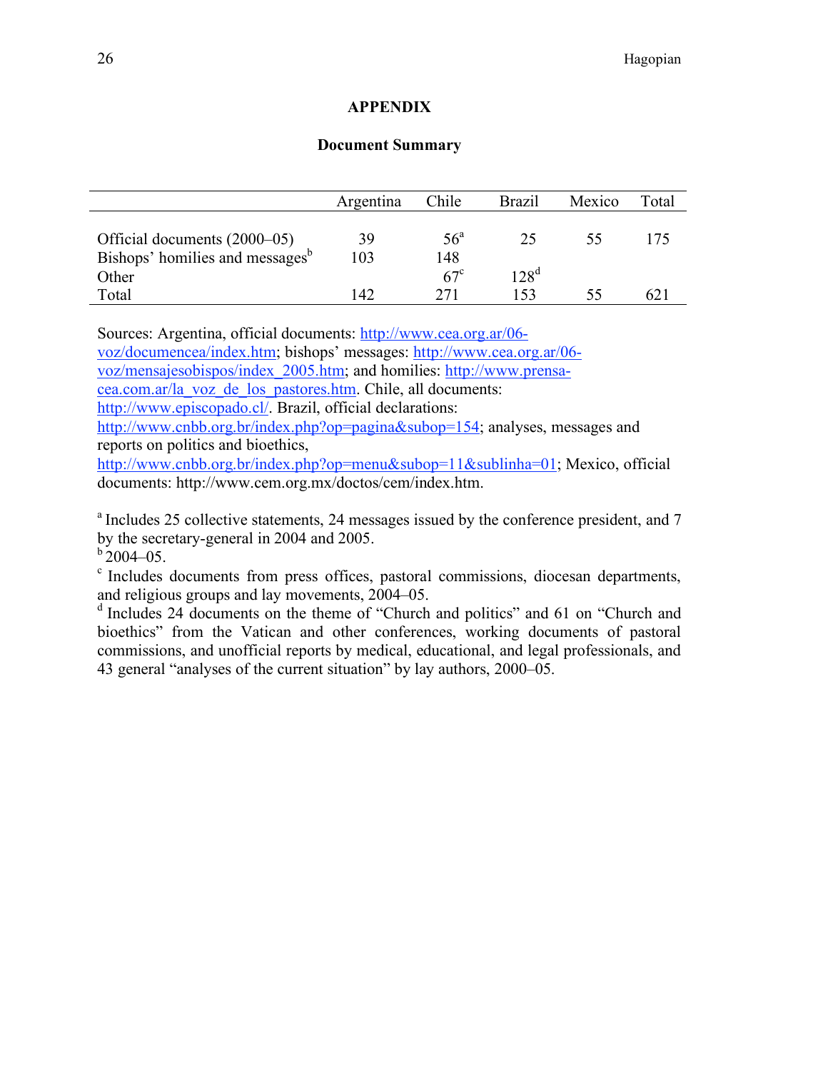# APPENDIX

## Document Summary

| | Argentina | Chile | Brazil | Mexico | Total |
|---|---|---|---|---|---|
| Official documents (2000–05) | 39 | 56[a] | 25 | 55 | 175 |
| Bishops' homilies and messages[b] | 103 | 148 | | | |
| Other | | 67[c] | 128[d] | | |
| Total | 142 | 271 | 153 | 55 | 621 |

Sources: Argentina, official documents: http://www.cea.org.ar/06-voz/documencea/index.htm; bishops' messages: http://www.cea.org.ar/06-voz/mensajesobispos/index_2005.htm; and homilies: http://www.prensa-cea.com.ar/la_voz_de_los_pastores.htm. Chile, all documents: http://www.episcopado.cl/. Brazil, official declarations: http://www.cnbb.org.br/index.php?op=pagina&subop=154; analyses, messages and reports on politics and bioethics, http://www.cnbb.org.br/index.php?op=menu&subop=11&sublinha=01; Mexico, official documents: http://www.cem.org.mx/doctos/cem/index.htm.

[a] Includes 25 collective statements, 24 messages issued by the conference president, and 7 by the secretary-general in 2004 and 2005.

[b] 2004–05.

[c] Includes documents from press offices, pastoral commissions, diocesan departments, and religious groups and lay movements, 2004–05.

[d] Includes 24 documents on the theme of "Church and politics" and 61 on "Church and bioethics" from the Vatican and other conferences, working documents of pastoral commissions, and unofficial reports by medical, educational, and legal professionals, and 43 general "analyses of the current situation" by lay authors, 2000–05.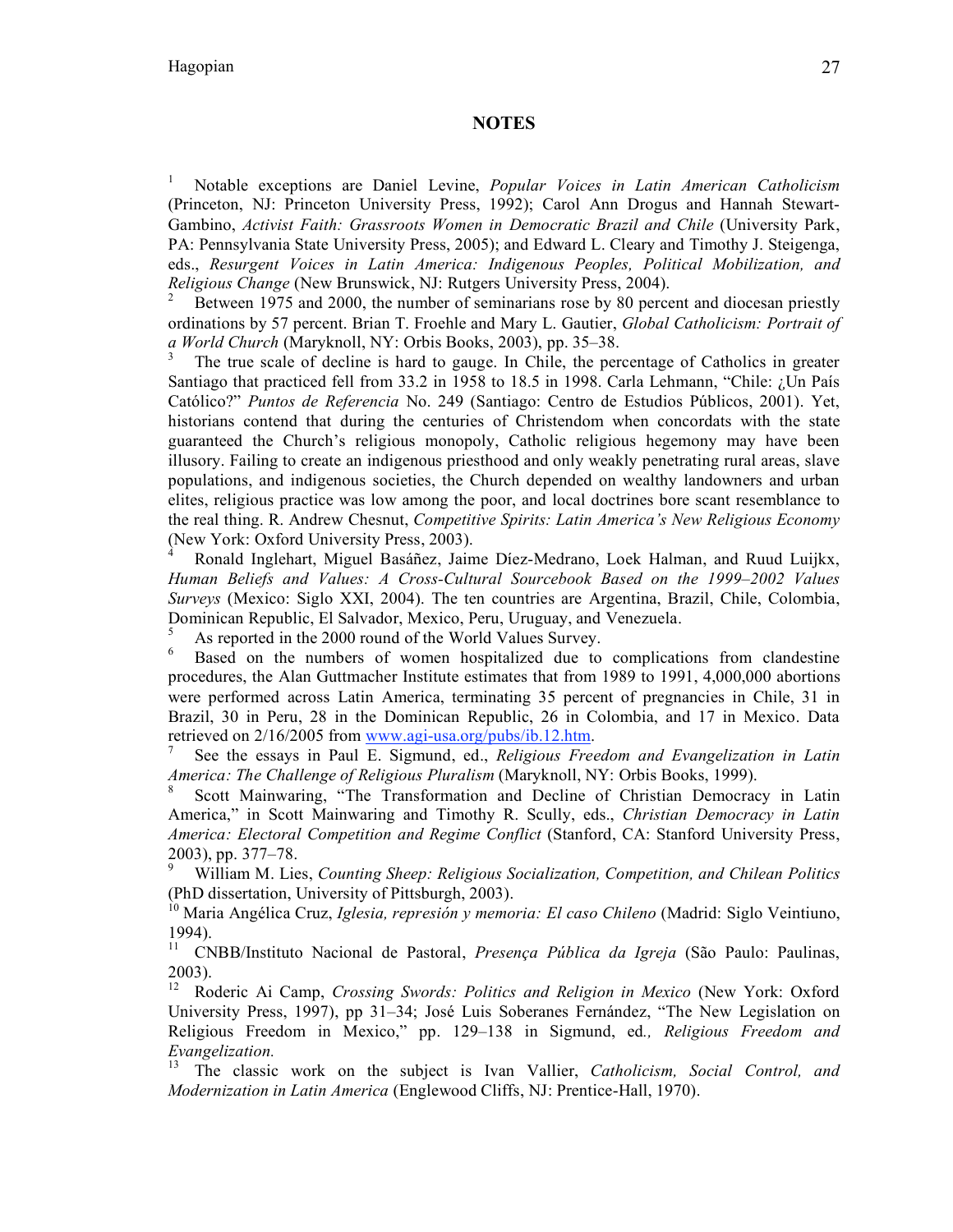## NOTES

[1] Notable exceptions are Daniel Levine, *Popular Voices in Latin American Catholicism* (Princeton, NJ: Princeton University Press, 1992); Carol Ann Drogus and Hannah Stewart-Gambino, *Activist Faith: Grassroots Women in Democratic Brazil and Chile* (University Park, PA: Pennsylvania State University Press, 2005); and Edward L. Cleary and Timothy J. Steigenga, eds., *Resurgent Voices in Latin America: Indigenous Peoples, Political Mobilization, and Religious Change* (New Brunswick, NJ: Rutgers University Press, 2004).

[2] Between 1975 and 2000, the number of seminarians rose by 80 percent and diocesan priestly ordinations by 57 percent. Brian T. Froehle and Mary L. Gautier, *Global Catholicism: Portrait of a World Church* (Maryknoll, NY: Orbis Books, 2003), pp. 35–38.

[3] The true scale of decline is hard to gauge. In Chile, the percentage of Catholics in greater Santiago that practiced fell from 33.2 in 1958 to 18.5 in 1998. Carla Lehmann, "Chile: ¿Un País Católico?" *Puntos de Referencia* No. 249 (Santiago: Centro de Estudios Públicos, 2001). Yet, historians contend that during the centuries of Christendom when concordats with the state guaranteed the Church's religious monopoly, Catholic religious hegemony may have been illusory. Failing to create an indigenous priesthood and only weakly penetrating rural areas, slave populations, and indigenous societies, the Church depended on wealthy landowners and urban elites, religious practice was low among the poor, and local doctrines bore scant resemblance to the real thing. R. Andrew Chesnut, *Competitive Spirits: Latin America's New Religious Economy* (New York: Oxford University Press, 2003).

[4] Ronald Inglehart, Miguel Basáñez, Jaime Díez-Medrano, Loek Halman, and Ruud Luijkx, *Human Beliefs and Values: A Cross-Cultural Sourcebook Based on the 1999–2002 Values Surveys* (Mexico: Siglo XXI, 2004). The ten countries are Argentina, Brazil, Chile, Colombia, Dominican Republic, El Salvador, Mexico, Peru, Uruguay, and Venezuela.

[5] As reported in the 2000 round of the World Values Survey.

[6] Based on the numbers of women hospitalized due to complications from clandestine procedures, the Alan Guttmacher Institute estimates that from 1989 to 1991, 4,000,000 abortions were performed across Latin America, terminating 35 percent of pregnancies in Chile, 31 in Brazil, 30 in Peru, 28 in the Dominican Republic, 26 in Colombia, and 17 in Mexico. Data retrieved on 2/16/2005 from www.agi-usa.org/pubs/ib.12.htm.

[7] See the essays in Paul E. Sigmund, ed., *Religious Freedom and Evangelization in Latin America: The Challenge of Religious Pluralism* (Maryknoll, NY: Orbis Books, 1999).

[8] Scott Mainwaring, "The Transformation and Decline of Christian Democracy in Latin America," in Scott Mainwaring and Timothy R. Scully, eds., *Christian Democracy in Latin America: Electoral Competition and Regime Conflict* (Stanford, CA: Stanford University Press, 2003), pp. 377–78.

[9] William M. Lies, *Counting Sheep: Religious Socialization, Competition, and Chilean Politics* (PhD dissertation, University of Pittsburgh, 2003).

[10] Maria Angélica Cruz, *Iglesia, represión y memoria: El caso Chileno* (Madrid: Siglo Veintiuno, 1994).

[11] CNBB/Instituto Nacional de Pastoral, *Presença Pública da Igreja* (São Paulo: Paulinas, 2003).

[12] Roderic Ai Camp, *Crossing Swords: Politics and Religion in Mexico* (New York: Oxford University Press, 1997), pp 31–34; José Luis Soberanes Fernández, "The New Legislation on Religious Freedom in Mexico," pp. 129–138 in Sigmund, ed*., Religious Freedom and Evangelization.*

[13] The classic work on the subject is Ivan Vallier, *Catholicism, Social Control, and Modernization in Latin America* (Englewood Cliffs, NJ: Prentice-Hall, 1970).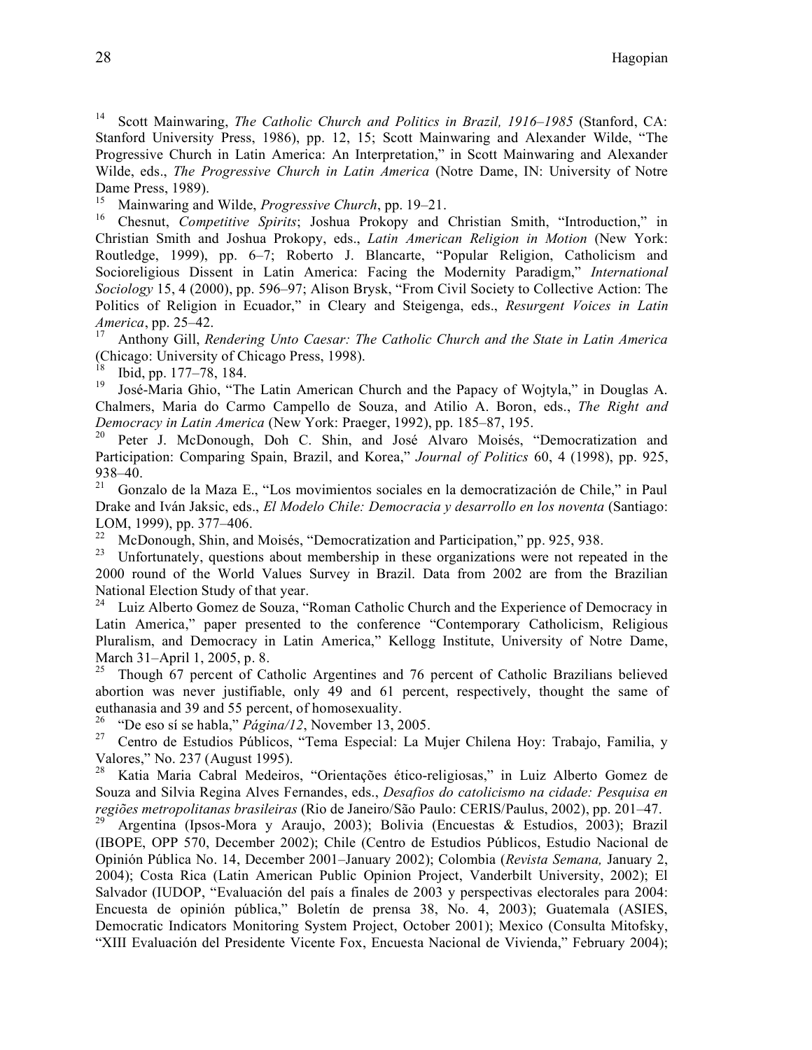[14] Scott Mainwaring, *The Catholic Church and Politics in Brazil, 1916–1985* (Stanford, CA: Stanford University Press, 1986), pp. 12, 15; Scott Mainwaring and Alexander Wilde, "The Progressive Church in Latin America: An Interpretation," in Scott Mainwaring and Alexander Wilde, eds., *The Progressive Church in Latin America* (Notre Dame, IN: University of Notre Dame Press, 1989).

[15] Mainwaring and Wilde, *Progressive Church*, pp. 19–21.

[16] Chesnut, *Competitive Spirits*; Joshua Prokopy and Christian Smith, "Introduction," in Christian Smith and Joshua Prokopy, eds., *Latin American Religion in Motion* (New York: Routledge, 1999), pp. 6–7; Roberto J. Blancarte, "Popular Religion, Catholicism and Socioreligious Dissent in Latin America: Facing the Modernity Paradigm," *International Sociology* 15, 4 (2000), pp. 596–97; Alison Brysk, "From Civil Society to Collective Action: The Politics of Religion in Ecuador," in Cleary and Steigenga, eds., *Resurgent Voices in Latin America*, pp. 25–42.

[17] Anthony Gill, *Rendering Unto Caesar: The Catholic Church and the State in Latin America* (Chicago: University of Chicago Press, 1998).

[18] Ibid, pp. 177–78, 184.

[19] José-Maria Ghio, "The Latin American Church and the Papacy of Wojtyla," in Douglas A. Chalmers, Maria do Carmo Campello de Souza, and Atilio A. Boron, eds., *The Right and Democracy in Latin America* (New York: Praeger, 1992), pp. 185–87, 195.

[20] Peter J. McDonough, Doh C. Shin, and José Alvaro Moisés, "Democratization and Participation: Comparing Spain, Brazil, and Korea," *Journal of Politics* 60, 4 (1998), pp. 925, 938–40.

[21] Gonzalo de la Maza E., "Los movimientos sociales en la democratización de Chile," in Paul Drake and Iván Jaksic, eds., *El Modelo Chile: Democracia y desarrollo en los noventa* (Santiago: LOM, 1999), pp. 377–406.

[22] McDonough, Shin, and Moisés, "Democratization and Participation," pp. 925, 938.

[23] Unfortunately, questions about membership in these organizations were not repeated in the 2000 round of the World Values Survey in Brazil. Data from 2002 are from the Brazilian National Election Study of that year.

[24] Luiz Alberto Gomez de Souza, "Roman Catholic Church and the Experience of Democracy in Latin America," paper presented to the conference "Contemporary Catholicism, Religious Pluralism, and Democracy in Latin America," Kellogg Institute, University of Notre Dame, March 31–April 1, 2005, p. 8.

[25] Though 67 percent of Catholic Argentines and 76 percent of Catholic Brazilians believed abortion was never justifiable, only 49 and 61 percent, respectively, thought the same of euthanasia and 39 and 55 percent, of homosexuality.

[26] "De eso sí se habla," *Página/12*, November 13, 2005.

[27] Centro de Estudios Públicos, "Tema Especial: La Mujer Chilena Hoy: Trabajo, Familia, y Valores," No. 237 (August 1995).

[28] Katia Maria Cabral Medeiros, "Orientações ético-religiosas," in Luiz Alberto Gomez de Souza and Silvia Regina Alves Fernandes, eds., *Desafios do catolicismo na cidade: Pesquisa en regiões metropolitanas brasileiras* (Rio de Janeiro/São Paulo: CERIS/Paulus, 2002), pp. 201–47.

[29] Argentina (Ipsos-Mora y Araujo, 2003); Bolivia (Encuestas & Estudios, 2003); Brazil (IBOPE, OPP 570, December 2002); Chile (Centro de Estudios Públicos, Estudio Nacional de Opinión Pública No. 14, December 2001–January 2002); Colombia (*Revista Semana,* January 2, 2004); Costa Rica (Latin American Public Opinion Project, Vanderbilt University, 2002); El Salvador (IUDOP, "Evaluación del país a finales de 2003 y perspectivas electorales para 2004: Encuesta de opinión pública," Boletín de prensa 38, No. 4, 2003); Guatemala (ASIES, Democratic Indicators Monitoring System Project, October 2001); Mexico (Consulta Mitofsky, "XIII Evaluación del Presidente Vicente Fox, Encuesta Nacional de Vivienda," February 2004);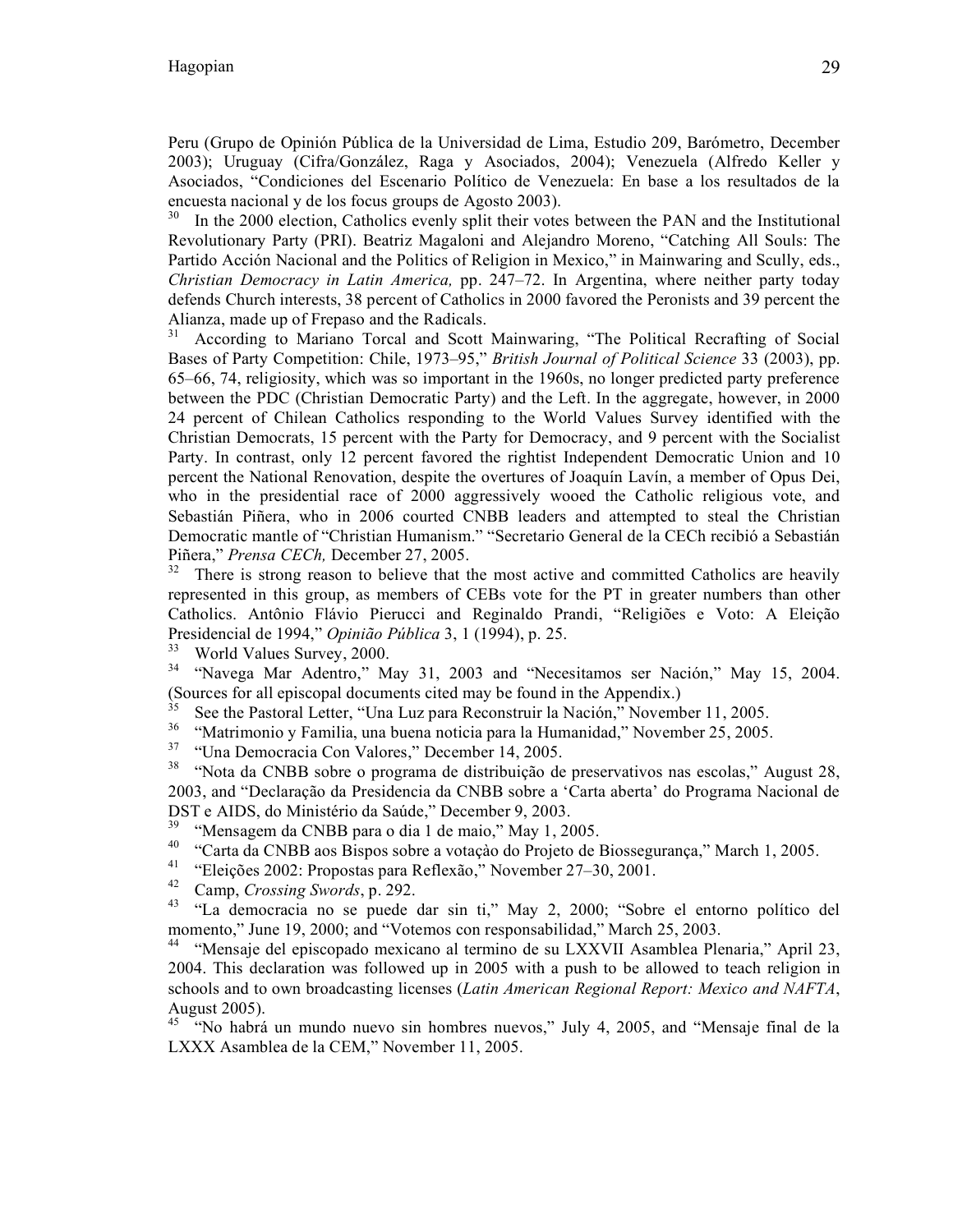Peru (Grupo de Opinión Pública de la Universidad de Lima, Estudio 209, Barómetro, December 2003); Uruguay (Cifra/González, Raga y Asociados, 2004); Venezuela (Alfredo Keller y Asociados, "Condiciones del Escenario Político de Venezuela: En base a los resultados de la encuesta nacional y de los focus groups de Agosto 2003).

[30] In the 2000 election, Catholics evenly split their votes between the PAN and the Institutional Revolutionary Party (PRI). Beatriz Magaloni and Alejandro Moreno, "Catching All Souls: The Partido Acción Nacional and the Politics of Religion in Mexico," in Mainwaring and Scully, eds., *Christian Democracy in Latin America,* pp. 247–72. In Argentina, where neither party today defends Church interests, 38 percent of Catholics in 2000 favored the Peronists and 39 percent the Alianza, made up of Frepaso and the Radicals.

[31] According to Mariano Torcal and Scott Mainwaring, "The Political Recrafting of Social Bases of Party Competition: Chile, 1973–95," *British Journal of Political Science* 33 (2003), pp. 65–66, 74, religiosity, which was so important in the 1960s, no longer predicted party preference between the PDC (Christian Democratic Party) and the Left. In the aggregate, however, in 2000 24 percent of Chilean Catholics responding to the World Values Survey identified with the Christian Democrats, 15 percent with the Party for Democracy, and 9 percent with the Socialist Party. In contrast, only 12 percent favored the rightist Independent Democratic Union and 10 percent the National Renovation, despite the overtures of Joaquín Lavín, a member of Opus Dei, who in the presidential race of 2000 aggressively wooed the Catholic religious vote, and Sebastián Piñera, who in 2006 courted CNBB leaders and attempted to steal the Christian Democratic mantle of "Christian Humanism." "Secretario General de la CECh recibió a Sebastián Piñera," *Prensa CECh,* December 27, 2005.

[32] There is strong reason to believe that the most active and committed Catholics are heavily represented in this group, as members of CEBs vote for the PT in greater numbers than other Catholics. Antônio Flávio Pierucci and Reginaldo Prandi, "Religiões e Voto: A Eleição Presidencial de 1994," *Opinião Pública* 3, 1 (1994), p. 25.

[33] World Values Survey, 2000.

[34] "Navega Mar Adentro," May 31, 2003 and "Necesitamos ser Nación," May 15, 2004. (Sources for all episcopal documents cited may be found in the Appendix.)

[35] See the Pastoral Letter, "Una Luz para Reconstruir la Nación," November 11, 2005.

[36] "Matrimonio y Familia, una buena noticia para la Humanidad," November 25, 2005.

[37] "Una Democracia Con Valores," December 14, 2005.

[38] "Nota da CNBB sobre o programa de distribuição de preservativos nas escolas," August 28, 2003, and "Declaração da Presidencia da CNBB sobre a 'Carta aberta' do Programa Nacional de DST e AIDS, do Ministério da Saúde," December 9, 2003.

[39] "Mensagem da CNBB para o dia 1 de maio," May 1, 2005.

[40] "Carta da CNBB aos Bispos sobre a votaçào do Projeto de Biossegurança," March 1, 2005.

[41] "Eleições 2002: Propostas para Reflexão," November 27–30, 2001.

[42] Camp, *Crossing Swords*, p. 292.

[43] "La democracia no se puede dar sin ti," May 2, 2000; "Sobre el entorno político del momento," June 19, 2000; and "Votemos con responsabilidad," March 25, 2003.

[44] "Mensaje del episcopado mexicano al termino de su LXXVII Asamblea Plenaria," April 23, 2004. This declaration was followed up in 2005 with a push to be allowed to teach religion in schools and to own broadcasting licenses (*Latin American Regional Report: Mexico and NAFTA*, August 2005).

[45] "No habrá un mundo nuevo sin hombres nuevos," July 4, 2005, and "Mensaje final de la LXXX Asamblea de la CEM," November 11, 2005.